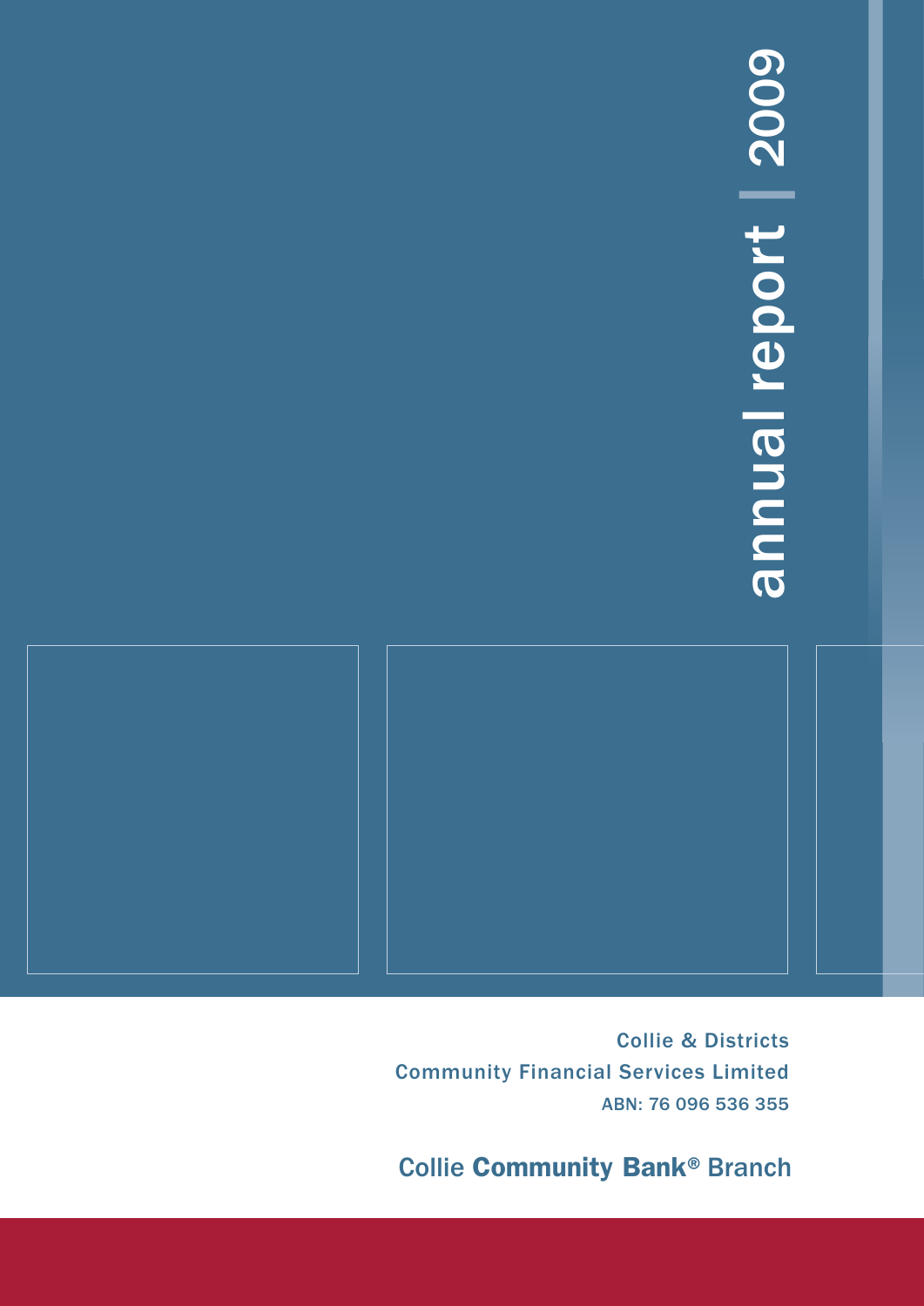# annual report | 2009

Collie & Districts
Community Financial Services Limited
ABN: 76 096 536 355

Collie **Community Bank**® Branch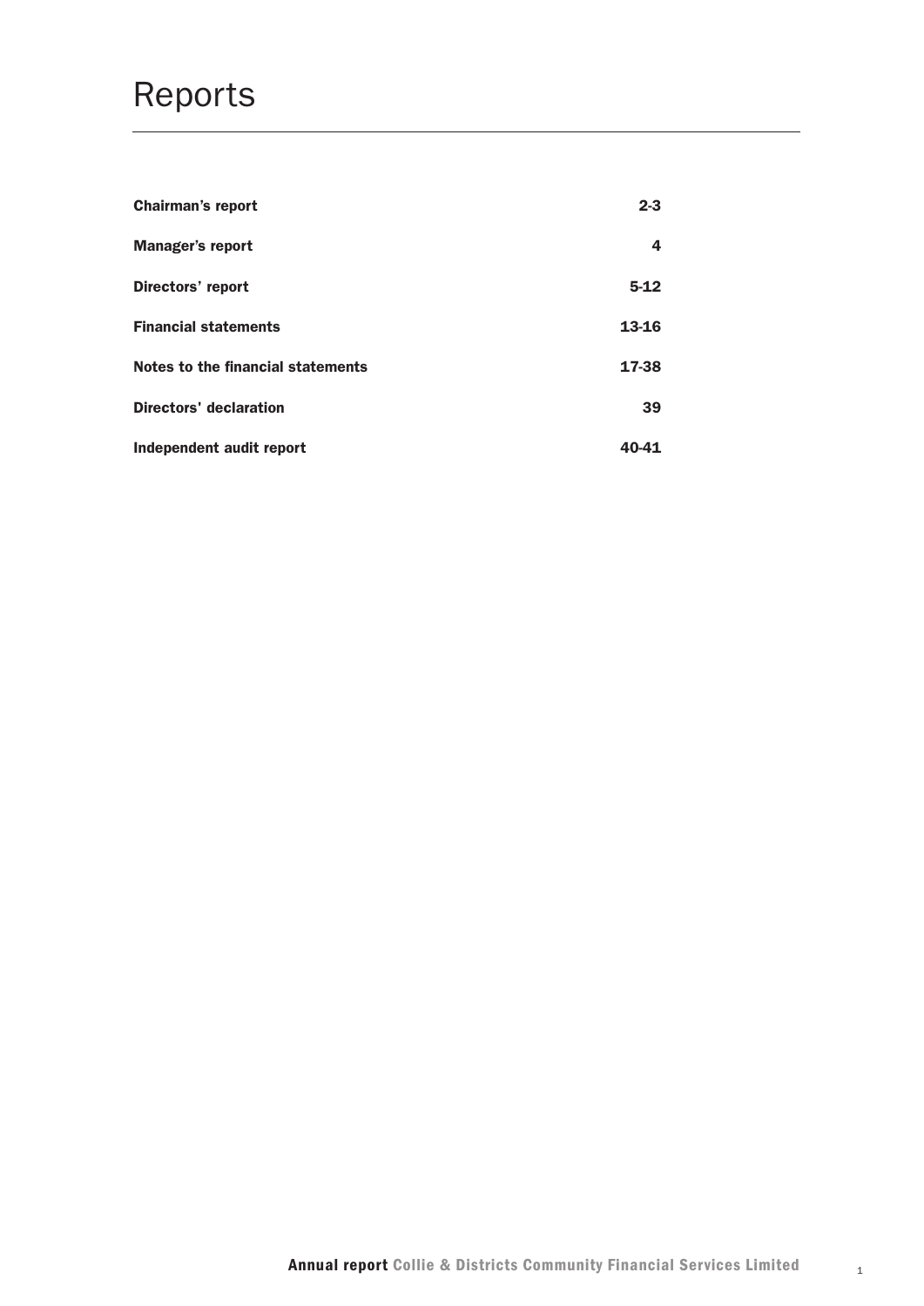# Reports

| | |
|---|---|
| **Chairman's report** | **2-3** |
| **Manager's report** | **4** |
| **Directors' report** | **5-12** |
| **Financial statements** | **13-16** |
| **Notes to the financial statements** | **17-38** |
| **Directors' declaration** | **39** |
| **Independent audit report** | **40-41** |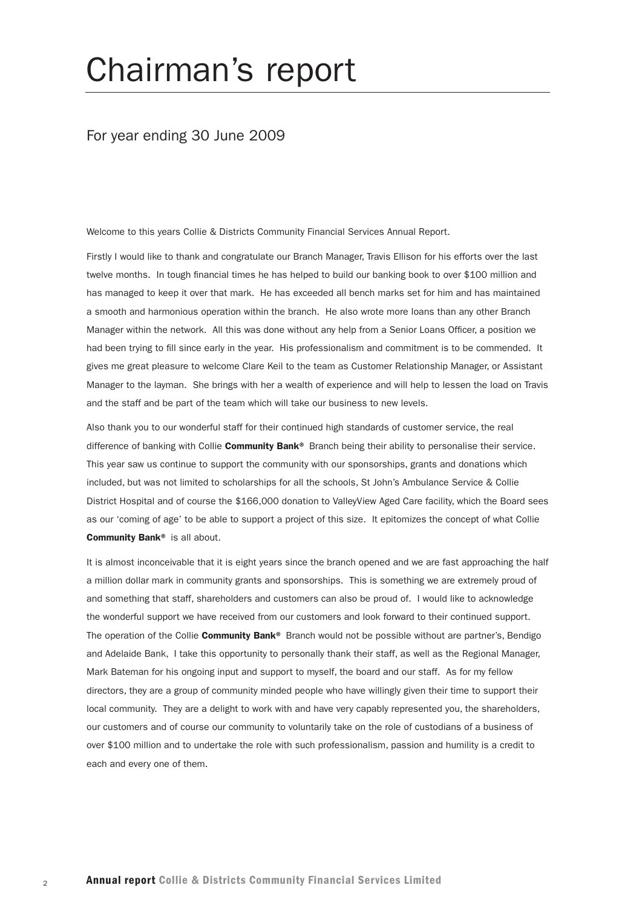# Chairman's report

## For year ending 30 June 2009

Welcome to this years Collie & Districts Community Financial Services Annual Report.

Firstly I would like to thank and congratulate our Branch Manager, Travis Ellison for his efforts over the last twelve months. In tough financial times he has helped to build our banking book to over $100 million and has managed to keep it over that mark. He has exceeded all bench marks set for him and has maintained a smooth and harmonious operation within the branch. He also wrote more loans than any other Branch Manager within the network. All this was done without any help from a Senior Loans Officer, a position we had been trying to fill since early in the year. His professionalism and commitment is to be commended. It gives me great pleasure to welcome Clare Keil to the team as Customer Relationship Manager, or Assistant Manager to the layman. She brings with her a wealth of experience and will help to lessen the load on Travis and the staff and be part of the team which will take our business to new levels.

Also thank you to our wonderful staff for their continued high standards of customer service, the real difference of banking with Collie **Community Bank®** Branch being their ability to personalise their service. This year saw us continue to support the community with our sponsorships, grants and donations which included, but was not limited to scholarships for all the schools, St John's Ambulance Service & Collie District Hospital and of course the $166,000 donation to ValleyView Aged Care facility, which the Board sees as our 'coming of age' to be able to support a project of this size. It epitomizes the concept of what Collie **Community Bank®** is all about.

It is almost inconceivable that it is eight years since the branch opened and we are fast approaching the half a million dollar mark in community grants and sponsorships. This is something we are extremely proud of and something that staff, shareholders and customers can also be proud of. I would like to acknowledge the wonderful support we have received from our customers and look forward to their continued support. The operation of the Collie **Community Bank®** Branch would not be possible without are partner's, Bendigo and Adelaide Bank, I take this opportunity to personally thank their staff, as well as the Regional Manager, Mark Bateman for his ongoing input and support to myself, the board and our staff. As for my fellow directors, they are a group of community minded people who have willingly given their time to support their local community. They are a delight to work with and have very capably represented you, the shareholders, our customers and of course our community to voluntarily take on the role of custodians of a business of over $100 million and to undertake the role with such professionalism, passion and humility is a credit to each and every one of them.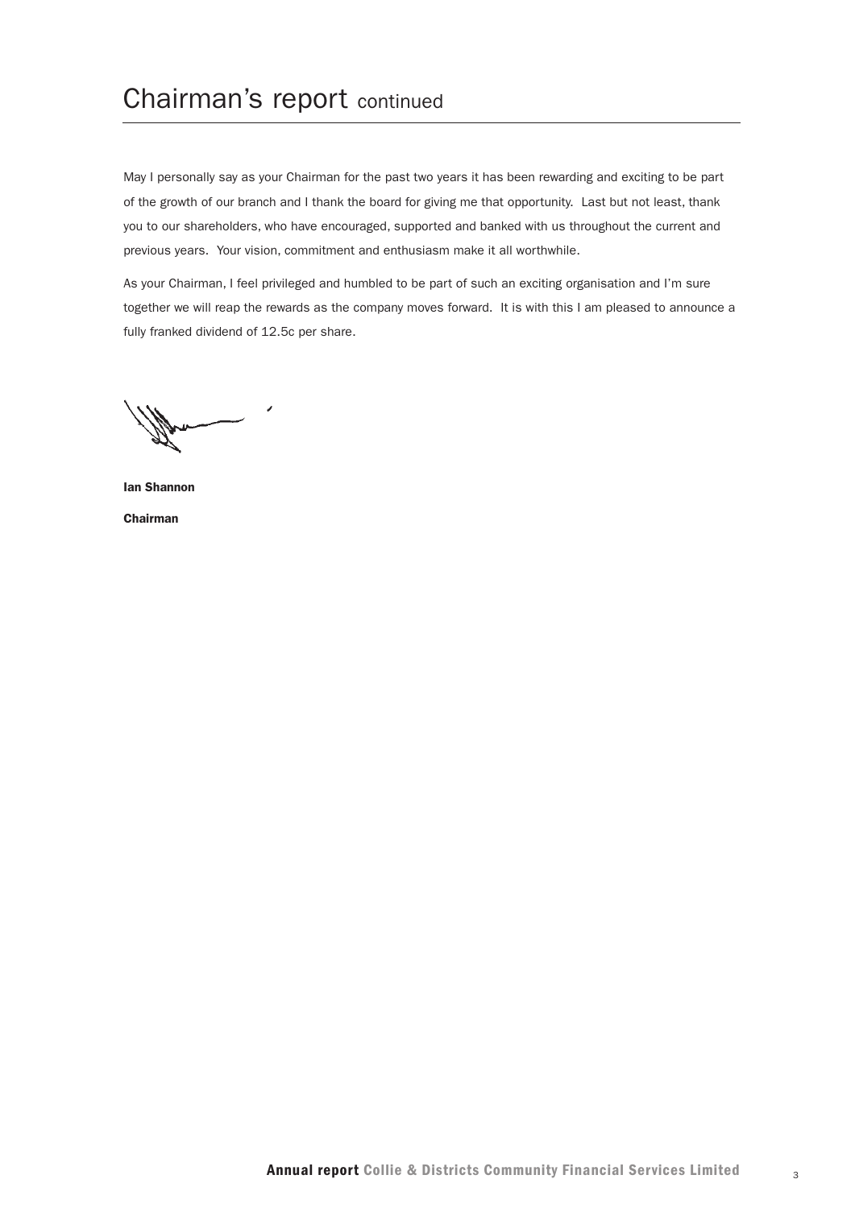# Chairman's report continued

May I personally say as your Chairman for the past two years it has been rewarding and exciting to be part of the growth of our branch and I thank the board for giving me that opportunity. Last but not least, thank you to our shareholders, who have encouraged, supported and banked with us throughout the current and previous years. Your vision, commitment and enthusiasm make it all worthwhile.

As your Chairman, I feel privileged and humbled to be part of such an exciting organisation and I'm sure together we will reap the rewards as the company moves forward. It is with this I am pleased to announce a fully franked dividend of 12.5c per share.

**Ian Shannon**

**Chairman**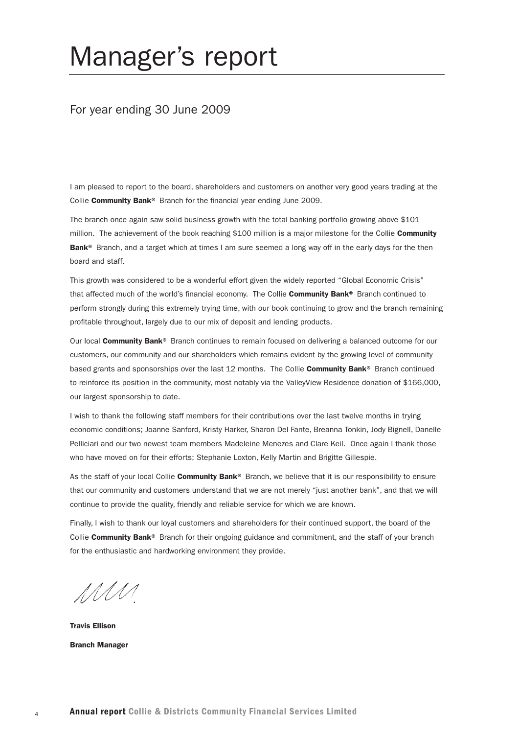# Manager's report

## For year ending 30 June 2009

I am pleased to report to the board, shareholders and customers on another very good years trading at the Collie **Community Bank®** Branch for the financial year ending June 2009.

The branch once again saw solid business growth with the total banking portfolio growing above $101 million. The achievement of the book reaching $100 million is a major milestone for the Collie **Community Bank®** Branch, and a target which at times I am sure seemed a long way off in the early days for the then board and staff.

This growth was considered to be a wonderful effort given the widely reported "Global Economic Crisis" that affected much of the world's financial economy. The Collie **Community Bank®** Branch continued to perform strongly during this extremely trying time, with our book continuing to grow and the branch remaining profitable throughout, largely due to our mix of deposit and lending products.

Our local **Community Bank®** Branch continues to remain focused on delivering a balanced outcome for our customers, our community and our shareholders which remains evident by the growing level of community based grants and sponsorships over the last 12 months. The Collie **Community Bank®** Branch continued to reinforce its position in the community, most notably via the ValleyView Residence donation of $166,000, our largest sponsorship to date.

I wish to thank the following staff members for their contributions over the last twelve months in trying economic conditions; Joanne Sanford, Kristy Harker, Sharon Del Fante, Breanna Tonkin, Jody Bignell, Danelle Pelliciari and our two newest team members Madeleine Menezes and Clare Keil. Once again I thank those who have moved on for their efforts; Stephanie Loxton, Kelly Martin and Brigitte Gillespie.

As the staff of your local Collie **Community Bank®** Branch, we believe that it is our responsibility to ensure that our community and customers understand that we are not merely "just another bank", and that we will continue to provide the quality, friendly and reliable service for which we are known.

Finally, I wish to thank our loyal customers and shareholders for their continued support, the board of the Collie **Community Bank®** Branch for their ongoing guidance and commitment, and the staff of your branch for the enthusiastic and hardworking environment they provide.

**Travis Ellison**

**Branch Manager**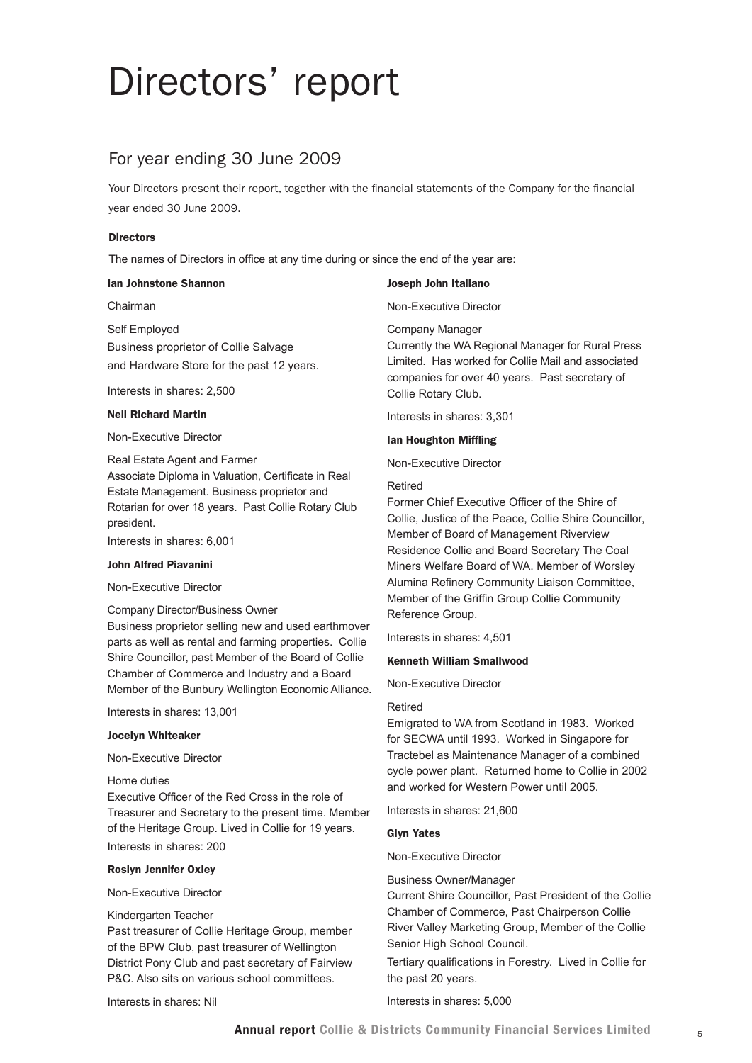# Directors' report

## For year ending 30 June 2009

Your Directors present their report, together with the financial statements of the Company for the financial year ended 30 June 2009.

### Directors

The names of Directors in office at any time during or since the end of the year are:

**Ian Johnstone Shannon**

Chairman

Self Employed
Business proprietor of Collie Salvage and Hardware Store for the past 12 years.

Interests in shares: 2,500

**Neil Richard Martin**

Non-Executive Director

Real Estate Agent and Farmer
Associate Diploma in Valuation, Certificate in Real Estate Management. Business proprietor and Rotarian for over 18 years. Past Collie Rotary Club president.

Interests in shares: 6,001

**John Alfred Piavanini**

Non-Executive Director

Company Director/Business Owner
Business proprietor selling new and used earthmover parts as well as rental and farming properties. Collie Shire Councillor, past Member of the Board of Collie Chamber of Commerce and Industry and a Board Member of the Bunbury Wellington Economic Alliance.

Interests in shares: 13,001

**Jocelyn Whiteaker**

Non-Executive Director

Home duties
Executive Officer of the Red Cross in the role of Treasurer and Secretary to the present time. Member of the Heritage Group. Lived in Collie for 19 years.

Interests in shares: 200

**Roslyn Jennifer Oxley**

Non-Executive Director

Kindergarten Teacher
Past treasurer of Collie Heritage Group, member of the BPW Club, past treasurer of Wellington District Pony Club and past secretary of Fairview P&C. Also sits on various school committees.

Interests in shares: Nil

**Joseph John Italiano**

Non-Executive Director

Company Manager
Currently the WA Regional Manager for Rural Press Limited. Has worked for Collie Mail and associated companies for over 40 years. Past secretary of Collie Rotary Club.

Interests in shares: 3,301

**Ian Houghton Miffling**

Non-Executive Director

Retired
Former Chief Executive Officer of the Shire of Collie, Justice of the Peace, Collie Shire Councillor, Member of Board of Management Riverview Residence Collie and Board Secretary The Coal Miners Welfare Board of WA. Member of Worsley Alumina Refinery Community Liaison Committee, Member of the Griffin Group Collie Community Reference Group.

Interests in shares: 4,501

**Kenneth William Smallwood**

Non-Executive Director

Retired
Emigrated to WA from Scotland in 1983. Worked for SECWA until 1993. Worked in Singapore for Tractebel as Maintenance Manager of a combined cycle power plant. Returned home to Collie in 2002 and worked for Western Power until 2005.

Interests in shares: 21,600

**Glyn Yates**

Non-Executive Director

Business Owner/Manager
Current Shire Councillor, Past President of the Collie Chamber of Commerce, Past Chairperson Collie River Valley Marketing Group, Member of the Collie Senior High School Council.

Tertiary qualifications in Forestry. Lived in Collie for the past 20 years.

Interests in shares: 5,000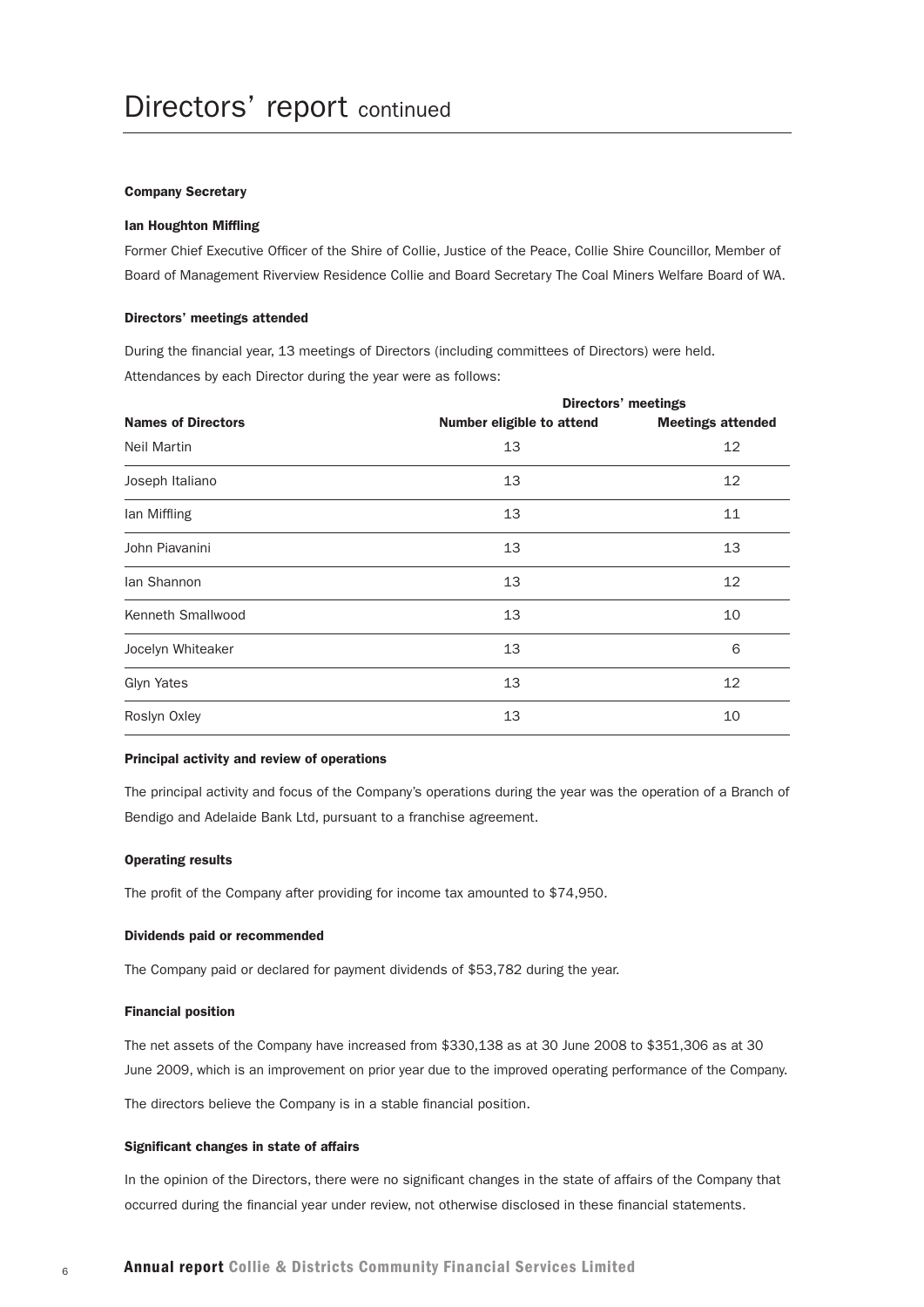# Directors' report continued

### Company Secretary

**Ian Houghton Miffling**

Former Chief Executive Officer of the Shire of Collie, Justice of the Peace, Collie Shire Councillor, Member of Board of Management Riverview Residence Collie and Board Secretary The Coal Miners Welfare Board of WA.

### Directors' meetings attended

During the financial year, 13 meetings of Directors (including committees of Directors) were held. Attendances by each Director during the year were as follows:

| | Directors' meetings | |
|---|---|---|
| **Names of Directors** | **Number eligible to attend** | **Meetings attended** |
| Neil Martin | 13 | 12 |
| Joseph Italiano | 13 | 12 |
| Ian Miffling | 13 | 11 |
| John Piavanini | 13 | 13 |
| Ian Shannon | 13 | 12 |
| Kenneth Smallwood | 13 | 10 |
| Jocelyn Whiteaker | 13 | 6 |
| Glyn Yates | 13 | 12 |
| Roslyn Oxley | 13 | 10 |

### Principal activity and review of operations

The principal activity and focus of the Company's operations during the year was the operation of a Branch of Bendigo and Adelaide Bank Ltd, pursuant to a franchise agreement.

### Operating results

The profit of the Company after providing for income tax amounted to $74,950.

### Dividends paid or recommended

The Company paid or declared for payment dividends of $53,782 during the year.

### Financial position

The net assets of the Company have increased from $330,138 as at 30 June 2008 to $351,306 as at 30 June 2009, which is an improvement on prior year due to the improved operating performance of the Company.

The directors believe the Company is in a stable financial position.

### Significant changes in state of affairs

In the opinion of the Directors, there were no significant changes in the state of affairs of the Company that occurred during the financial year under review, not otherwise disclosed in these financial statements.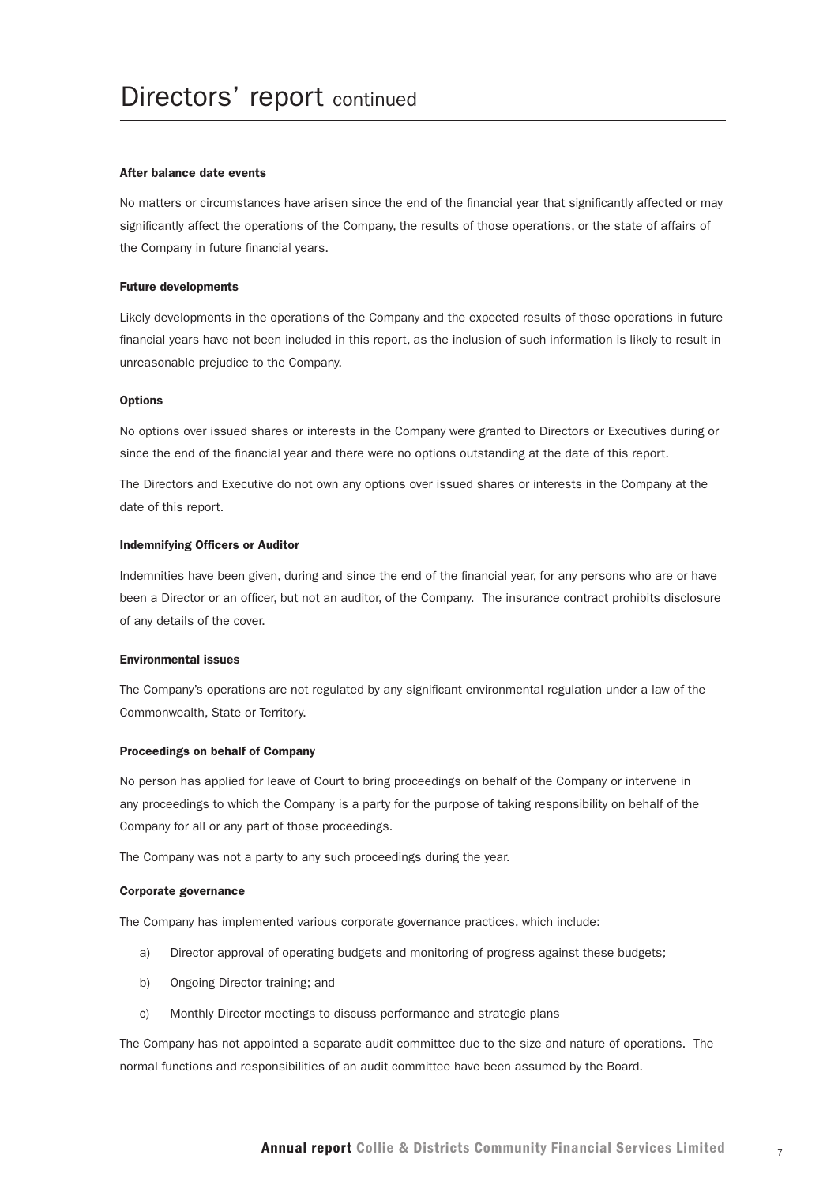# Directors' report continued

### After balance date events

No matters or circumstances have arisen since the end of the financial year that significantly affected or may significantly affect the operations of the Company, the results of those operations, or the state of affairs of the Company in future financial years.

### Future developments

Likely developments in the operations of the Company and the expected results of those operations in future financial years have not been included in this report, as the inclusion of such information is likely to result in unreasonable prejudice to the Company.

### Options

No options over issued shares or interests in the Company were granted to Directors or Executives during or since the end of the financial year and there were no options outstanding at the date of this report.

The Directors and Executive do not own any options over issued shares or interests in the Company at the date of this report.

### Indemnifying Officers or Auditor

Indemnities have been given, during and since the end of the financial year, for any persons who are or have been a Director or an officer, but not an auditor, of the Company. The insurance contract prohibits disclosure of any details of the cover.

### Environmental issues

The Company's operations are not regulated by any significant environmental regulation under a law of the Commonwealth, State or Territory.

### Proceedings on behalf of Company

No person has applied for leave of Court to bring proceedings on behalf of the Company or intervene in any proceedings to which the Company is a party for the purpose of taking responsibility on behalf of the Company for all or any part of those proceedings.

The Company was not a party to any such proceedings during the year.

### Corporate governance

The Company has implemented various corporate governance practices, which include:

a) Director approval of operating budgets and monitoring of progress against these budgets;

b) Ongoing Director training; and

c) Monthly Director meetings to discuss performance and strategic plans

The Company has not appointed a separate audit committee due to the size and nature of operations. The normal functions and responsibilities of an audit committee have been assumed by the Board.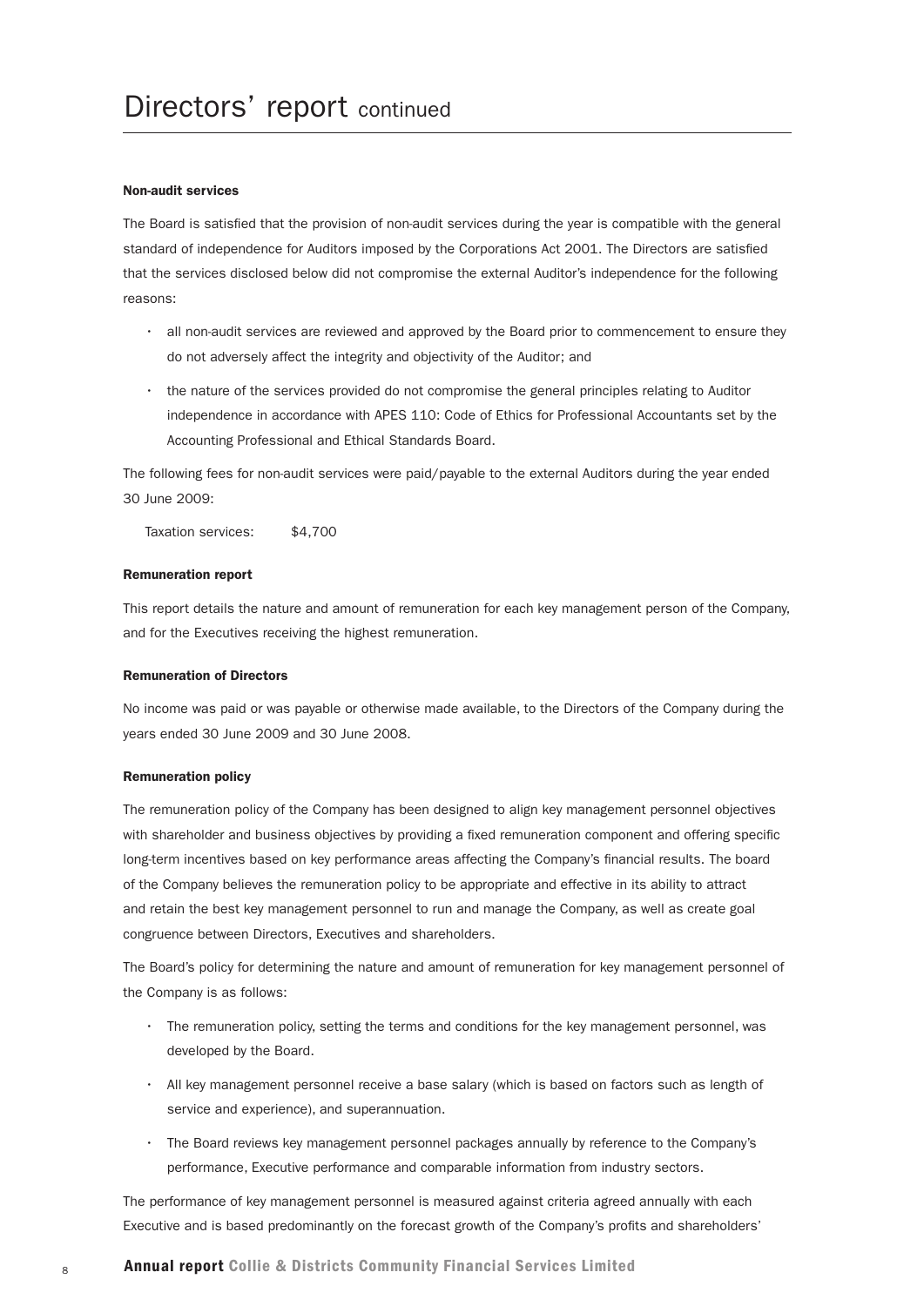# Directors' report continued

**Non-audit services**

The Board is satisfied that the provision of non-audit services during the year is compatible with the general standard of independence for Auditors imposed by the Corporations Act 2001. The Directors are satisfied that the services disclosed below did not compromise the external Auditor's independence for the following reasons:

- all non-audit services are reviewed and approved by the Board prior to commencement to ensure they do not adversely affect the integrity and objectivity of the Auditor; and
- the nature of the services provided do not compromise the general principles relating to Auditor independence in accordance with APES 110: Code of Ethics for Professional Accountants set by the Accounting Professional and Ethical Standards Board.

The following fees for non-audit services were paid/payable to the external Auditors during the year ended 30 June 2009:

Taxation services: $4,700

**Remuneration report**

This report details the nature and amount of remuneration for each key management person of the Company, and for the Executives receiving the highest remuneration.

**Remuneration of Directors**

No income was paid or was payable or otherwise made available, to the Directors of the Company during the years ended 30 June 2009 and 30 June 2008.

**Remuneration policy**

The remuneration policy of the Company has been designed to align key management personnel objectives with shareholder and business objectives by providing a fixed remuneration component and offering specific long-term incentives based on key performance areas affecting the Company's financial results. The board of the Company believes the remuneration policy to be appropriate and effective in its ability to attract and retain the best key management personnel to run and manage the Company, as well as create goal congruence between Directors, Executives and shareholders.

The Board's policy for determining the nature and amount of remuneration for key management personnel of the Company is as follows:

- The remuneration policy, setting the terms and conditions for the key management personnel, was developed by the Board.
- All key management personnel receive a base salary (which is based on factors such as length of service and experience), and superannuation.
- The Board reviews key management personnel packages annually by reference to the Company's performance, Executive performance and comparable information from industry sectors.

The performance of key management personnel is measured against criteria agreed annually with each Executive and is based predominantly on the forecast growth of the Company's profits and shareholders'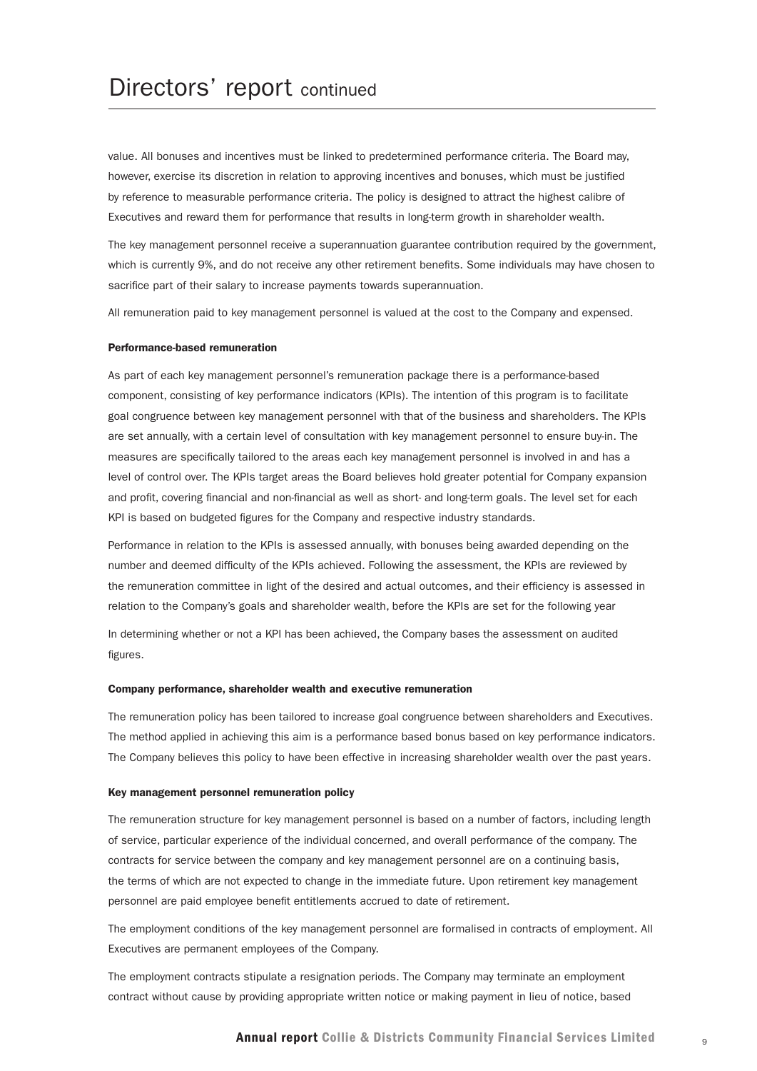value. All bonuses and incentives must be linked to predetermined performance criteria. The Board may, however, exercise its discretion in relation to approving incentives and bonuses, which must be justified by reference to measurable performance criteria. The policy is designed to attract the highest calibre of Executives and reward them for performance that results in long-term growth in shareholder wealth.

The key management personnel receive a superannuation guarantee contribution required by the government, which is currently 9%, and do not receive any other retirement benefits. Some individuals may have chosen to sacrifice part of their salary to increase payments towards superannuation.

All remuneration paid to key management personnel is valued at the cost to the Company and expensed.

#### Performance-based remuneration

As part of each key management personnel's remuneration package there is a performance-based component, consisting of key performance indicators (KPIs). The intention of this program is to facilitate goal congruence between key management personnel with that of the business and shareholders. The KPIs are set annually, with a certain level of consultation with key management personnel to ensure buy-in. The measures are specifically tailored to the areas each key management personnel is involved in and has a level of control over. The KPIs target areas the Board believes hold greater potential for Company expansion and profit, covering financial and non-financial as well as short- and long-term goals. The level set for each KPI is based on budgeted figures for the Company and respective industry standards.

Performance in relation to the KPIs is assessed annually, with bonuses being awarded depending on the number and deemed difficulty of the KPIs achieved. Following the assessment, the KPIs are reviewed by the remuneration committee in light of the desired and actual outcomes, and their efficiency is assessed in relation to the Company's goals and shareholder wealth, before the KPIs are set for the following year

In determining whether or not a KPI has been achieved, the Company bases the assessment on audited figures.

#### Company performance, shareholder wealth and executive remuneration

The remuneration policy has been tailored to increase goal congruence between shareholders and Executives. The method applied in achieving this aim is a performance based bonus based on key performance indicators. The Company believes this policy to have been effective in increasing shareholder wealth over the past years.

#### Key management personnel remuneration policy

The remuneration structure for key management personnel is based on a number of factors, including length of service, particular experience of the individual concerned, and overall performance of the company. The contracts for service between the company and key management personnel are on a continuing basis, the terms of which are not expected to change in the immediate future. Upon retirement key management personnel are paid employee benefit entitlements accrued to date of retirement.

The employment conditions of the key management personnel are formalised in contracts of employment. All Executives are permanent employees of the Company.

The employment contracts stipulate a resignation periods. The Company may terminate an employment contract without cause by providing appropriate written notice or making payment in lieu of notice, based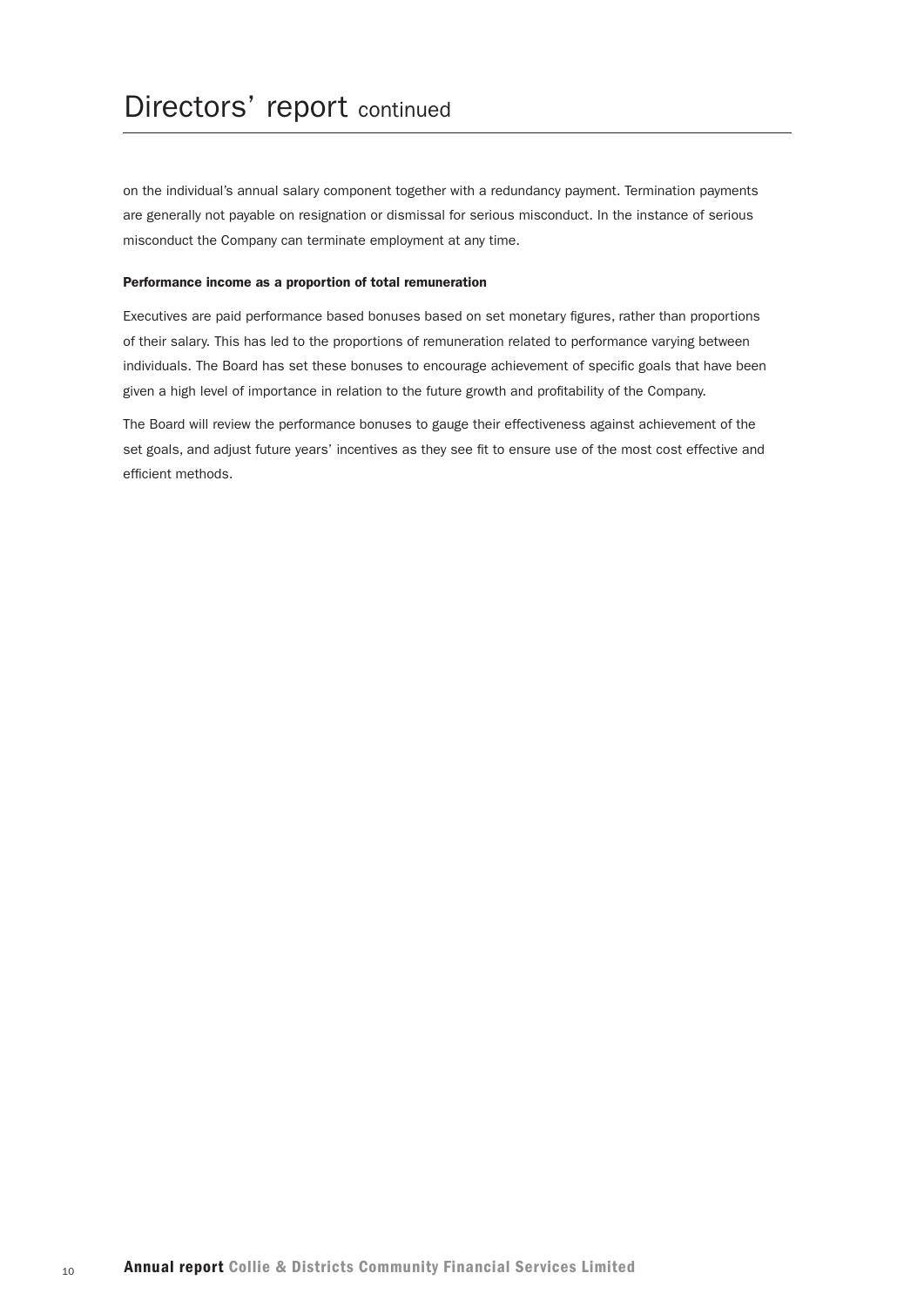on the individual's annual salary component together with a redundancy payment. Termination payments are generally not payable on resignation or dismissal for serious misconduct. In the instance of serious misconduct the Company can terminate employment at any time.

**Performance income as a proportion of total remuneration**

Executives are paid performance based bonuses based on set monetary figures, rather than proportions of their salary. This has led to the proportions of remuneration related to performance varying between individuals. The Board has set these bonuses to encourage achievement of specific goals that have been given a high level of importance in relation to the future growth and profitability of the Company.

The Board will review the performance bonuses to gauge their effectiveness against achievement of the set goals, and adjust future years' incentives as they see fit to ensure use of the most cost effective and efficient methods.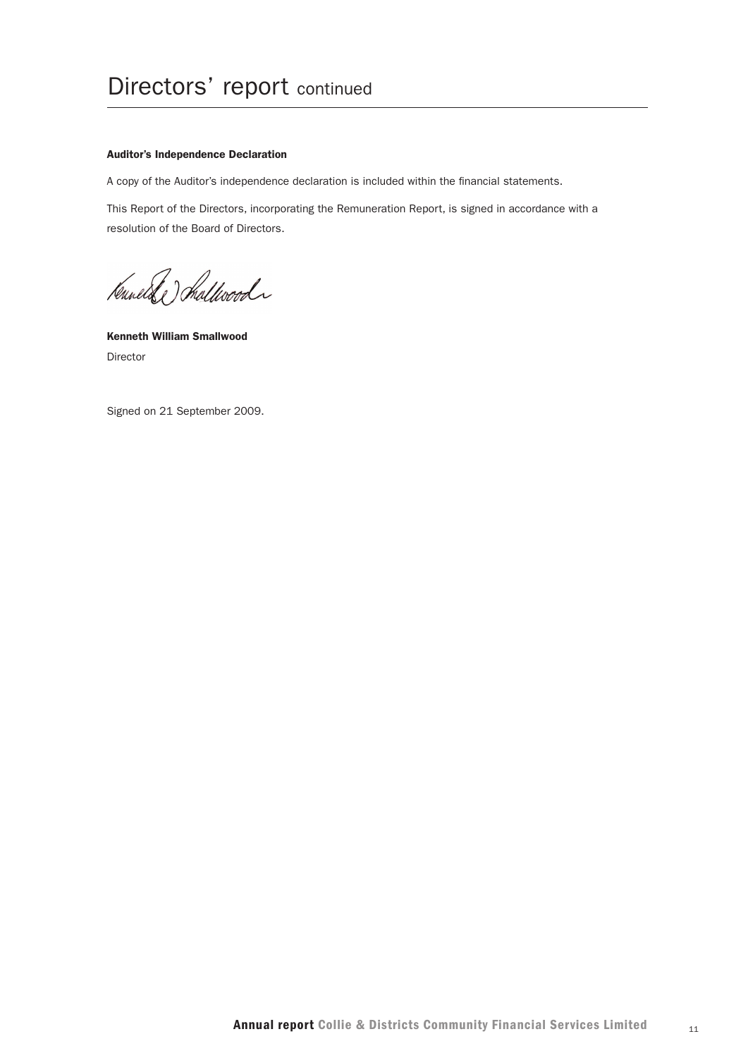# Directors' report continued

**Auditor's Independence Declaration**

A copy of the Auditor's independence declaration is included within the financial statements.

This Report of the Directors, incorporating the Remuneration Report, is signed in accordance with a resolution of the Board of Directors.

**Kenneth William Smallwood**
Director

Signed on 21 September 2009.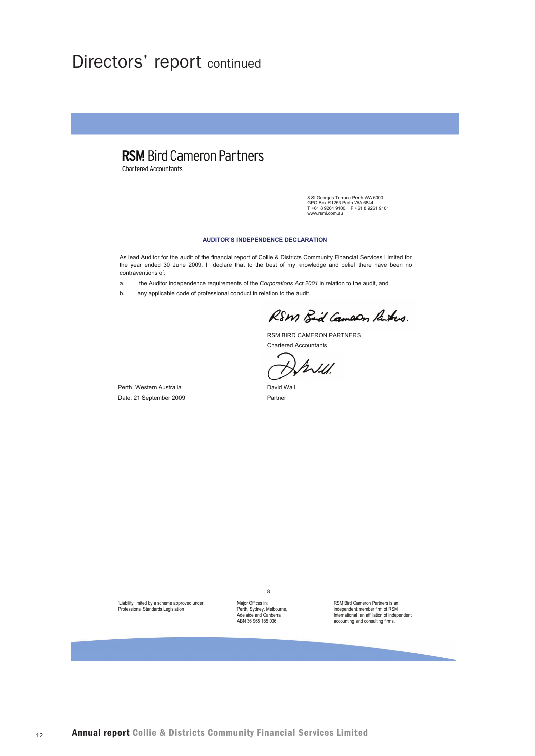# Directors' report continued

**RSM Bird Cameron Partners**
Chartered Accountants

8 St Georges Terrace Perth WA 6000
GPO Box R1253 Perth WA 6844
**T** +61 8 9261 9100 **F** +61 8 9261 9101
www.rsmi.com.au

**AUDITOR'S INDEPENDENCE DECLARATION**

As lead Auditor for the audit of the financial report of Collie & Districts Community Financial Services Limited for the year ended 30 June 2009, I declare that to the best of my knowledge and belief there have been no contraventions of:

a. the Auditor independence requirements of the *Corporations Act 2001* in relation to the audit, and

b. any applicable code of professional conduct in relation to the audit.

RSM BIRD CAMERON PARTNERS
Chartered Accountants

Perth, Western Australia
Date: 21 September 2009

David Wall
Partner

'Liability limited by a scheme approved under Professional Standards Legislation

Major Offices in:
Perth, Sydney, Melbourne, Adelaide and Canberra
ABN 36 965 185 036

RSM Bird Cameron Partners is an independent member firm of RSM International, an affiliation of independent accounting and consulting firms.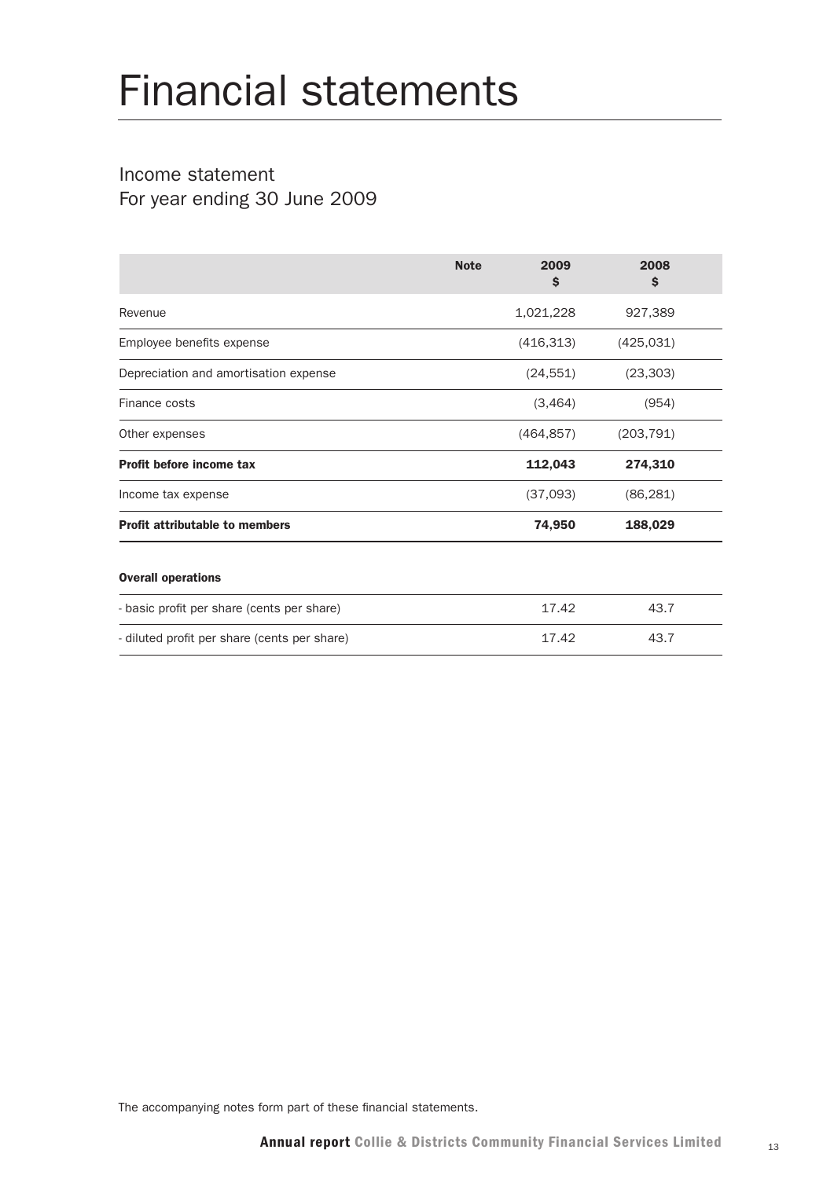# Financial statements

## Income statement
## For year ending 30 June 2009

| | Note | 2009 $ | 2008 $ |
|---|---|---|---|
| Revenue | | 1,021,228 | 927,389 |
| Employee benefits expense | | (416,313) | (425,031) |
| Depreciation and amortisation expense | | (24,551) | (23,303) |
| Finance costs | | (3,464) | (954) |
| Other expenses | | (464,857) | (203,791) |
| **Profit before income tax** | | **112,043** | **274,310** |
| Income tax expense | | (37,093) | (86,281) |
| **Profit attributable to members** | | **74,950** | **188,029** |

**Overall operations**

| | | | |
|---|---|---|---|
| - basic profit per share (cents per share) | | 17.42 | 43.7 |
| - diluted profit per share (cents per share) | | 17.42 | 43.7 |

The accompanying notes form part of these financial statements.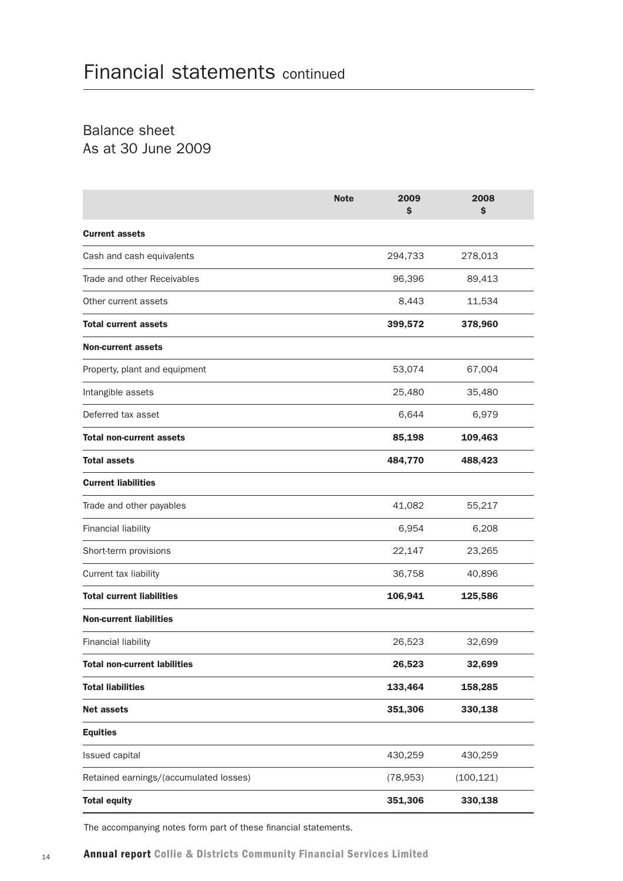# Financial statements continued

## Balance sheet
As at 30 June 2009

| | Note | 2009 $ | 2008 $ |
|---|---|---|---|
| **Current assets** | | | |
| Cash and cash equivalents | | 294,733 | 278,013 |
| Trade and other Receivables | | 96,396 | 89,413 |
| Other current assets | | 8,443 | 11,534 |
| **Total current assets** | | **399,572** | **378,960** |
| **Non-current assets** | | | |
| Property, plant and equipment | | 53,074 | 67,004 |
| Intangible assets | | 25,480 | 35,480 |
| Deferred tax asset | | 6,644 | 6,979 |
| **Total non-current assets** | | **85,198** | **109,463** |
| **Total assets** | | **484,770** | **488,423** |
| **Current liabilities** | | | |
| Trade and other payables | | 41,082 | 55,217 |
| Financial liability | | 6,954 | 6,208 |
| Short-term provisions | | 22,147 | 23,265 |
| Current tax liability | | 36,758 | 40,896 |
| **Total current liabilities** | | **106,941** | **125,586** |
| **Non-current liabilities** | | | |
| Financial liability | | 26,523 | 32,699 |
| **Total non-current labilities** | | **26,523** | **32,699** |
| **Total liabilities** | | **133,464** | **158,285** |
| **Net assets** | | **351,306** | **330,138** |
| **Equities** | | | |
| Issued capital | | 430,259 | 430,259 |
| Retained earnings/(accumulated losses) | | (78,953) | (100,121) |
| **Total equity** | | **351,306** | **330,138** |

The accompanying notes form part of these financial statements.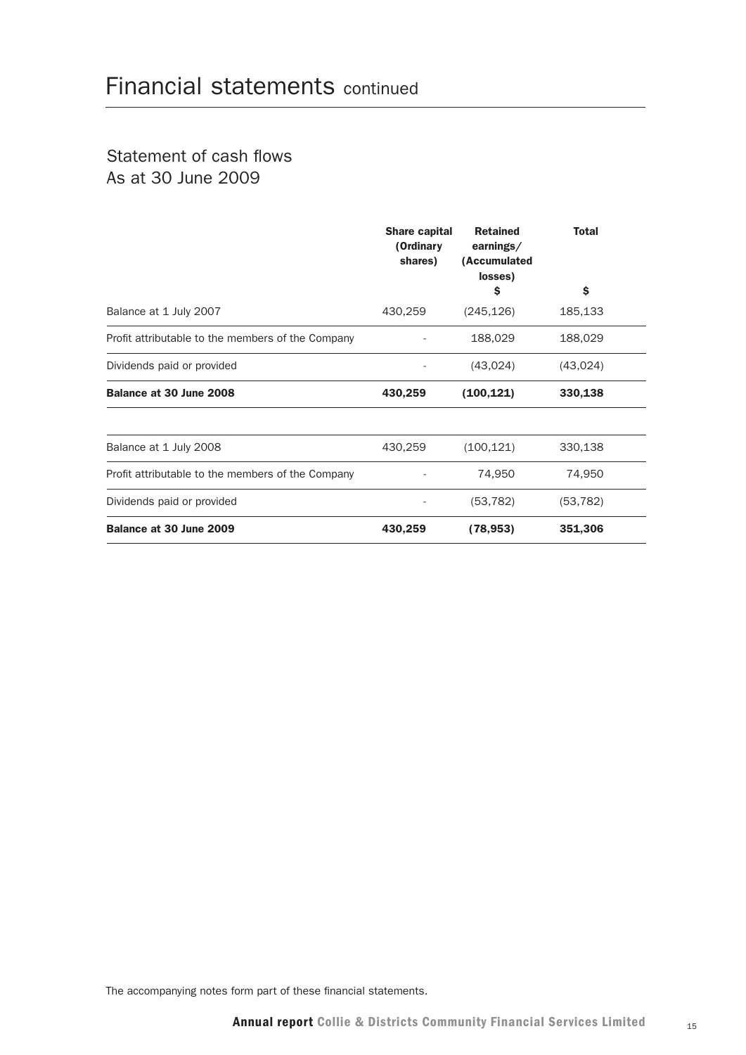# Financial statements continued

## Statement of cash flows
## As at 30 June 2009

| | Share capital (Ordinary shares) | Retained earnings/ (Accumulated losses) $ | Total $ |
|---|---|---|---|
| Balance at 1 July 2007 | 430,259 | (245,126) | 185,133 |
| Profit attributable to the members of the Company | - | 188,029 | 188,029 |
| Dividends paid or provided | - | (43,024) | (43,024) |
| **Balance at 30 June 2008** | **430,259** | **(100,121)** | **330,138** |
| | | | |
| Balance at 1 July 2008 | 430,259 | (100,121) | 330,138 |
| Profit attributable to the members of the Company | - | 74,950 | 74,950 |
| Dividends paid or provided | - | (53,782) | (53,782) |
| **Balance at 30 June 2009** | **430,259** | **(78,953)** | **351,306** |

The accompanying notes form part of these financial statements.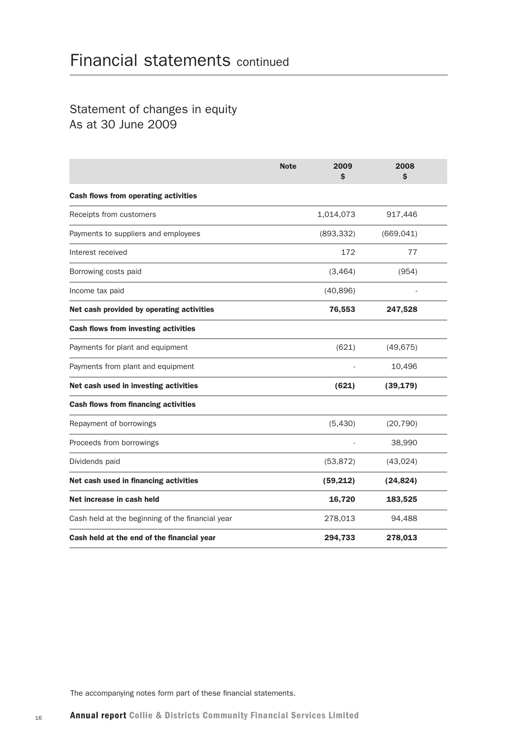# Financial statements continued

## Statement of changes in equity
As at 30 June 2009

| | Note | 2009 $ | 2008 $ |
|---|---|---|---|
| **Cash flows from operating activities** | | | |
| Receipts from customers | | 1,014,073 | 917,446 |
| Payments to suppliers and employees | | (893,332) | (669,041) |
| Interest received | | 172 | 77 |
| Borrowing costs paid | | (3,464) | (954) |
| Income tax paid | | (40,896) | - |
| **Net cash provided by operating activities** | | **76,553** | **247,528** |
| **Cash flows from investing activities** | | | |
| Payments for plant and equipment | | (621) | (49,675) |
| Payments from plant and equipment | | - | 10,496 |
| **Net cash used in investing activities** | | **(621)** | **(39,179)** |
| **Cash flows from financing activities** | | | |
| Repayment of borrowings | | (5,430) | (20,790) |
| Proceeds from borrowings | | - | 38,990 |
| Dividends paid | | (53,872) | (43,024) |
| **Net cash used in financing activities** | | **(59,212)** | **(24,824)** |
| **Net increase in cash held** | | **16,720** | **183,525** |
| Cash held at the beginning of the financial year | | 278,013 | 94,488 |
| **Cash held at the end of the financial year** | | **294,733** | **278,013** |

The accompanying notes form part of these financial statements.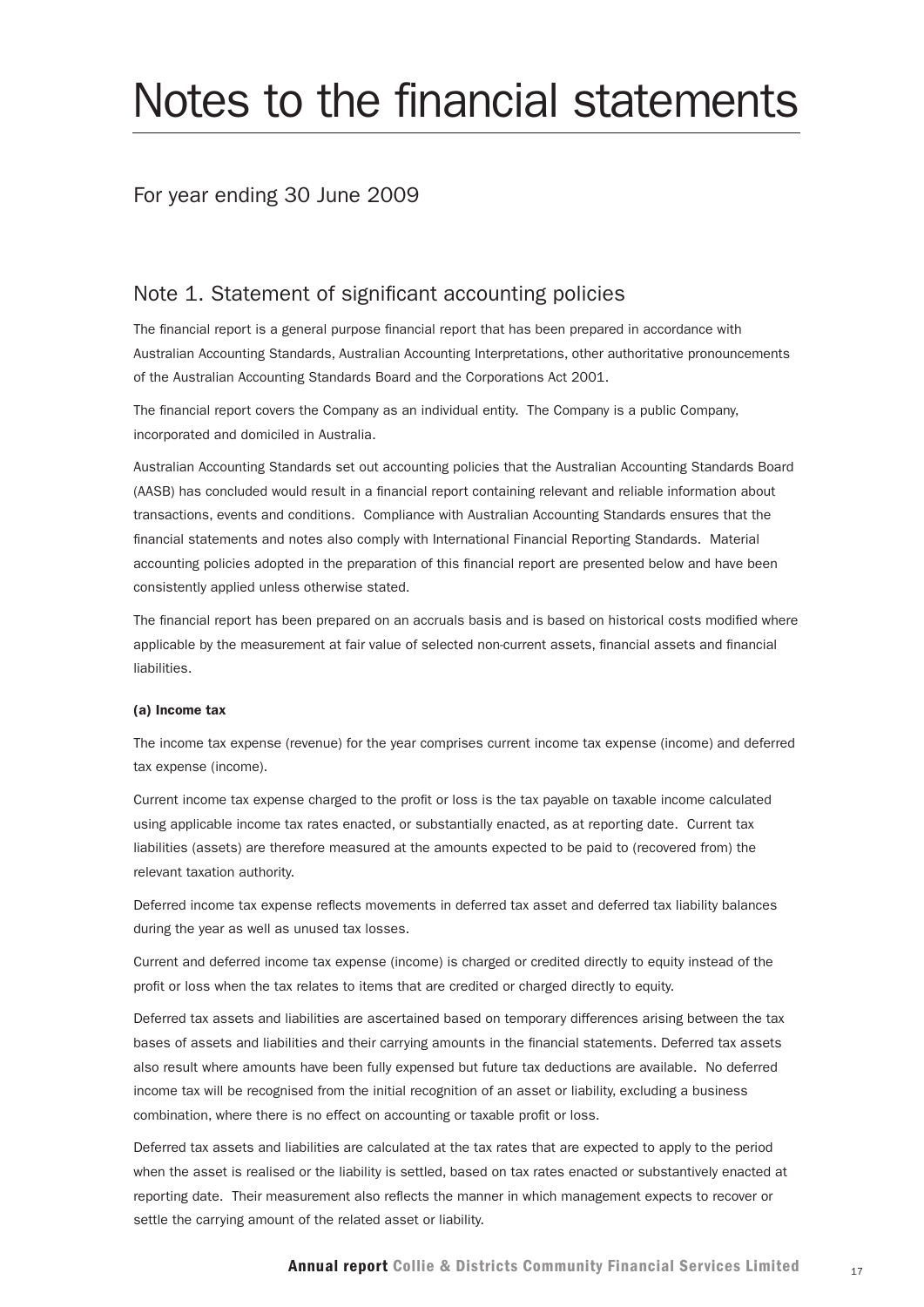# Notes to the financial statements

## For year ending 30 June 2009

## Note 1. Statement of significant accounting policies

The financial report is a general purpose financial report that has been prepared in accordance with Australian Accounting Standards, Australian Accounting Interpretations, other authoritative pronouncements of the Australian Accounting Standards Board and the Corporations Act 2001.

The financial report covers the Company as an individual entity. The Company is a public Company, incorporated and domiciled in Australia.

Australian Accounting Standards set out accounting policies that the Australian Accounting Standards Board (AASB) has concluded would result in a financial report containing relevant and reliable information about transactions, events and conditions. Compliance with Australian Accounting Standards ensures that the financial statements and notes also comply with International Financial Reporting Standards. Material accounting policies adopted in the preparation of this financial report are presented below and have been consistently applied unless otherwise stated.

The financial report has been prepared on an accruals basis and is based on historical costs modified where applicable by the measurement at fair value of selected non-current assets, financial assets and financial liabilities.

**(a) Income tax**

The income tax expense (revenue) for the year comprises current income tax expense (income) and deferred tax expense (income).

Current income tax expense charged to the profit or loss is the tax payable on taxable income calculated using applicable income tax rates enacted, or substantially enacted, as at reporting date. Current tax liabilities (assets) are therefore measured at the amounts expected to be paid to (recovered from) the relevant taxation authority.

Deferred income tax expense reflects movements in deferred tax asset and deferred tax liability balances during the year as well as unused tax losses.

Current and deferred income tax expense (income) is charged or credited directly to equity instead of the profit or loss when the tax relates to items that are credited or charged directly to equity.

Deferred tax assets and liabilities are ascertained based on temporary differences arising between the tax bases of assets and liabilities and their carrying amounts in the financial statements. Deferred tax assets also result where amounts have been fully expensed but future tax deductions are available. No deferred income tax will be recognised from the initial recognition of an asset or liability, excluding a business combination, where there is no effect on accounting or taxable profit or loss.

Deferred tax assets and liabilities are calculated at the tax rates that are expected to apply to the period when the asset is realised or the liability is settled, based on tax rates enacted or substantively enacted at reporting date. Their measurement also reflects the manner in which management expects to recover or settle the carrying amount of the related asset or liability.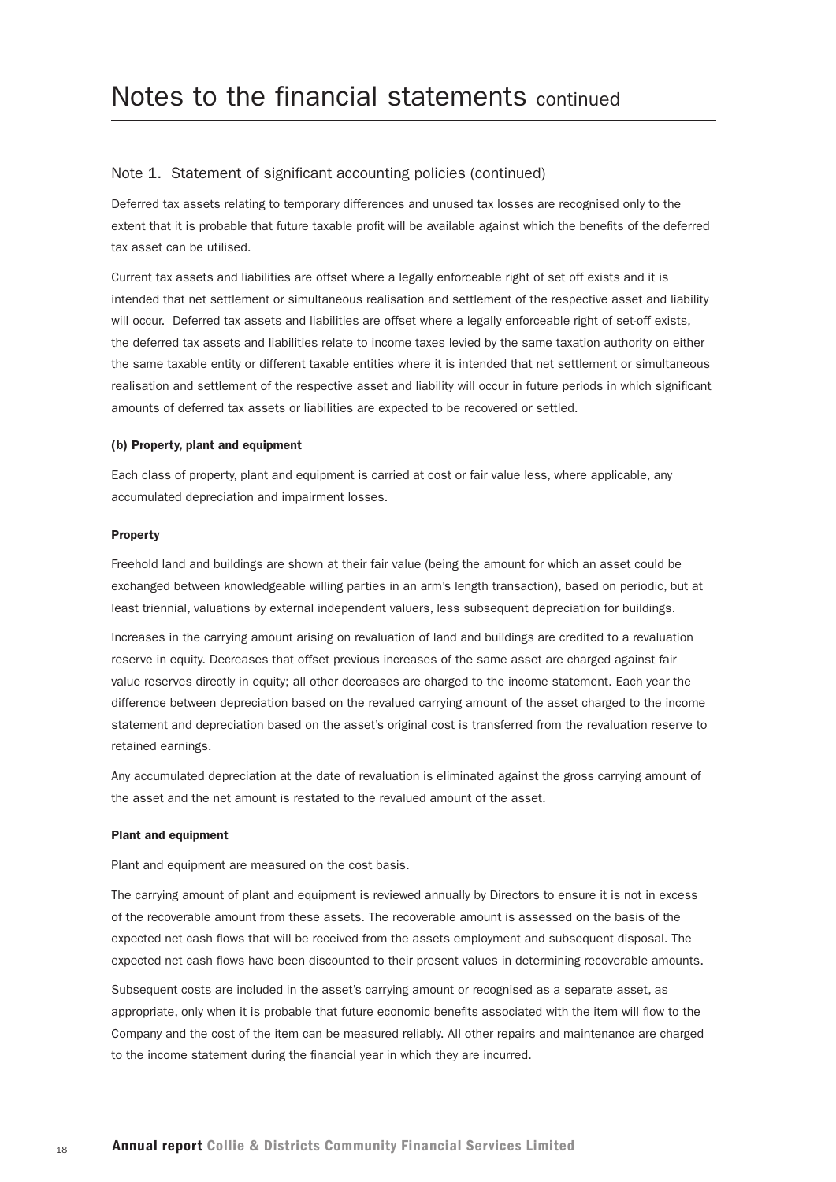# Notes to the financial statements continued

## Note 1. Statement of significant accounting policies (continued)

Deferred tax assets relating to temporary differences and unused tax losses are recognised only to the extent that it is probable that future taxable profit will be available against which the benefits of the deferred tax asset can be utilised.

Current tax assets and liabilities are offset where a legally enforceable right of set off exists and it is intended that net settlement or simultaneous realisation and settlement of the respective asset and liability will occur. Deferred tax assets and liabilities are offset where a legally enforceable right of set-off exists, the deferred tax assets and liabilities relate to income taxes levied by the same taxation authority on either the same taxable entity or different taxable entities where it is intended that net settlement or simultaneous realisation and settlement of the respective asset and liability will occur in future periods in which significant amounts of deferred tax assets or liabilities are expected to be recovered or settled.

**(b) Property, plant and equipment**

Each class of property, plant and equipment is carried at cost or fair value less, where applicable, any accumulated depreciation and impairment losses.

**Property**

Freehold land and buildings are shown at their fair value (being the amount for which an asset could be exchanged between knowledgeable willing parties in an arm's length transaction), based on periodic, but at least triennial, valuations by external independent valuers, less subsequent depreciation for buildings.

Increases in the carrying amount arising on revaluation of land and buildings are credited to a revaluation reserve in equity. Decreases that offset previous increases of the same asset are charged against fair value reserves directly in equity; all other decreases are charged to the income statement. Each year the difference between depreciation based on the revalued carrying amount of the asset charged to the income statement and depreciation based on the asset's original cost is transferred from the revaluation reserve to retained earnings.

Any accumulated depreciation at the date of revaluation is eliminated against the gross carrying amount of the asset and the net amount is restated to the revalued amount of the asset.

**Plant and equipment**

Plant and equipment are measured on the cost basis.

The carrying amount of plant and equipment is reviewed annually by Directors to ensure it is not in excess of the recoverable amount from these assets. The recoverable amount is assessed on the basis of the expected net cash flows that will be received from the assets employment and subsequent disposal. The expected net cash flows have been discounted to their present values in determining recoverable amounts.

Subsequent costs are included in the asset's carrying amount or recognised as a separate asset, as appropriate, only when it is probable that future economic benefits associated with the item will flow to the Company and the cost of the item can be measured reliably. All other repairs and maintenance are charged to the income statement during the financial year in which they are incurred.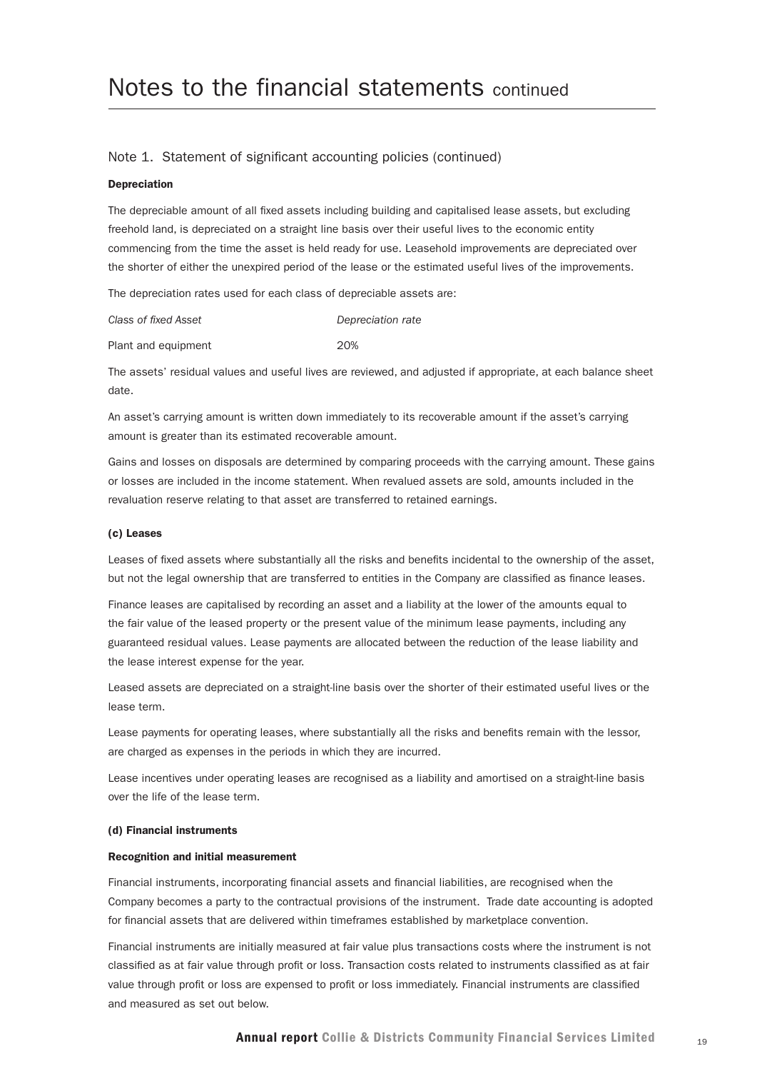# Notes to the financial statements continued

## Note 1. Statement of significant accounting policies (continued)

**Depreciation**

The depreciable amount of all fixed assets including building and capitalised lease assets, but excluding freehold land, is depreciated on a straight line basis over their useful lives to the economic entity commencing from the time the asset is held ready for use. Leasehold improvements are depreciated over the shorter of either the unexpired period of the lease or the estimated useful lives of the improvements.

The depreciation rates used for each class of depreciable assets are:

| *Class of fixed Asset* | *Depreciation rate* |
|---|---|
| Plant and equipment | 20% |

The assets' residual values and useful lives are reviewed, and adjusted if appropriate, at each balance sheet date.

An asset's carrying amount is written down immediately to its recoverable amount if the asset's carrying amount is greater than its estimated recoverable amount.

Gains and losses on disposals are determined by comparing proceeds with the carrying amount. These gains or losses are included in the income statement. When revalued assets are sold, amounts included in the revaluation reserve relating to that asset are transferred to retained earnings.

**(c) Leases**

Leases of fixed assets where substantially all the risks and benefits incidental to the ownership of the asset, but not the legal ownership that are transferred to entities in the Company are classified as finance leases.

Finance leases are capitalised by recording an asset and a liability at the lower of the amounts equal to the fair value of the leased property or the present value of the minimum lease payments, including any guaranteed residual values. Lease payments are allocated between the reduction of the lease liability and the lease interest expense for the year.

Leased assets are depreciated on a straight-line basis over the shorter of their estimated useful lives or the lease term.

Lease payments for operating leases, where substantially all the risks and benefits remain with the lessor, are charged as expenses in the periods in which they are incurred.

Lease incentives under operating leases are recognised as a liability and amortised on a straight-line basis over the life of the lease term.

**(d) Financial instruments**

**Recognition and initial measurement**

Financial instruments, incorporating financial assets and financial liabilities, are recognised when the Company becomes a party to the contractual provisions of the instrument. Trade date accounting is adopted for financial assets that are delivered within timeframes established by marketplace convention.

Financial instruments are initially measured at fair value plus transactions costs where the instrument is not classified as at fair value through profit or loss. Transaction costs related to instruments classified as at fair value through profit or loss are expensed to profit or loss immediately. Financial instruments are classified and measured as set out below.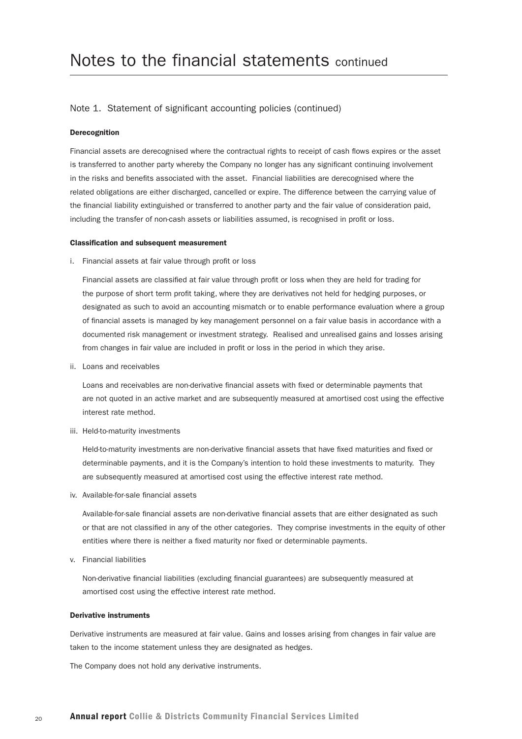# Notes to the financial statements continued

## Note 1. Statement of significant accounting policies (continued)

**Derecognition**

Financial assets are derecognised where the contractual rights to receipt of cash flows expires or the asset is transferred to another party whereby the Company no longer has any significant continuing involvement in the risks and benefits associated with the asset. Financial liabilities are derecognised where the related obligations are either discharged, cancelled or expire. The difference between the carrying value of the financial liability extinguished or transferred to another party and the fair value of consideration paid, including the transfer of non-cash assets or liabilities assumed, is recognised in profit or loss.

**Classification and subsequent measurement**

i. Financial assets at fair value through profit or loss

   Financial assets are classified at fair value through profit or loss when they are held for trading for the purpose of short term profit taking, where they are derivatives not held for hedging purposes, or designated as such to avoid an accounting mismatch or to enable performance evaluation where a group of financial assets is managed by key management personnel on a fair value basis in accordance with a documented risk management or investment strategy. Realised and unrealised gains and losses arising from changes in fair value are included in profit or loss in the period in which they arise.

ii. Loans and receivables

   Loans and receivables are non-derivative financial assets with fixed or determinable payments that are not quoted in an active market and are subsequently measured at amortised cost using the effective interest rate method.

iii. Held-to-maturity investments

   Held-to-maturity investments are non-derivative financial assets that have fixed maturities and fixed or determinable payments, and it is the Company's intention to hold these investments to maturity. They are subsequently measured at amortised cost using the effective interest rate method.

iv. Available-for-sale financial assets

   Available-for-sale financial assets are non-derivative financial assets that are either designated as such or that are not classified in any of the other categories. They comprise investments in the equity of other entities where there is neither a fixed maturity nor fixed or determinable payments.

v. Financial liabilities

   Non-derivative financial liabilities (excluding financial guarantees) are subsequently measured at amortised cost using the effective interest rate method.

**Derivative instruments**

Derivative instruments are measured at fair value. Gains and losses arising from changes in fair value are taken to the income statement unless they are designated as hedges.

The Company does not hold any derivative instruments.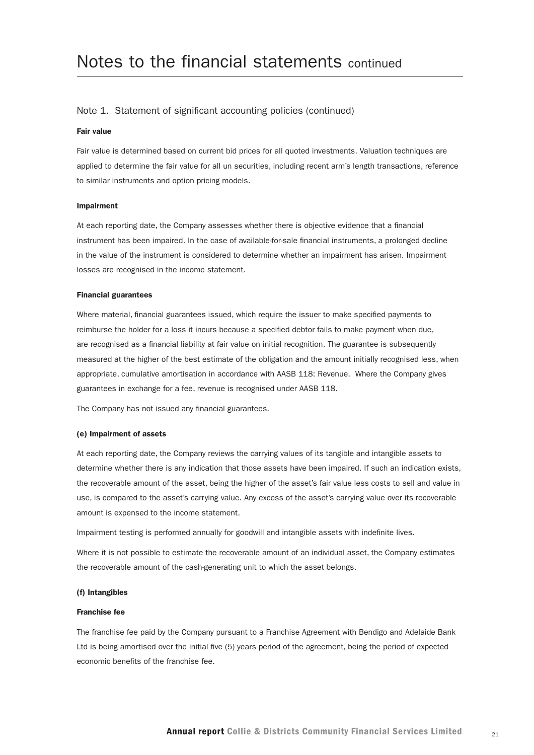# Notes to the financial statements continued

## Note 1. Statement of significant accounting policies (continued)

**Fair value**

Fair value is determined based on current bid prices for all quoted investments. Valuation techniques are applied to determine the fair value for all un securities, including recent arm's length transactions, reference to similar instruments and option pricing models.

**Impairment**

At each reporting date, the Company assesses whether there is objective evidence that a financial instrument has been impaired. In the case of available-for-sale financial instruments, a prolonged decline in the value of the instrument is considered to determine whether an impairment has arisen. Impairment losses are recognised in the income statement.

**Financial guarantees**

Where material, financial guarantees issued, which require the issuer to make specified payments to reimburse the holder for a loss it incurs because a specified debtor fails to make payment when due, are recognised as a financial liability at fair value on initial recognition. The guarantee is subsequently measured at the higher of the best estimate of the obligation and the amount initially recognised less, when appropriate, cumulative amortisation in accordance with AASB 118: Revenue. Where the Company gives guarantees in exchange for a fee, revenue is recognised under AASB 118.

The Company has not issued any financial guarantees.

**(e) Impairment of assets**

At each reporting date, the Company reviews the carrying values of its tangible and intangible assets to determine whether there is any indication that those assets have been impaired. If such an indication exists, the recoverable amount of the asset, being the higher of the asset's fair value less costs to sell and value in use, is compared to the asset's carrying value. Any excess of the asset's carrying value over its recoverable amount is expensed to the income statement.

Impairment testing is performed annually for goodwill and intangible assets with indefinite lives.

Where it is not possible to estimate the recoverable amount of an individual asset, the Company estimates the recoverable amount of the cash-generating unit to which the asset belongs.

**(f) Intangibles**

**Franchise fee**

The franchise fee paid by the Company pursuant to a Franchise Agreement with Bendigo and Adelaide Bank Ltd is being amortised over the initial five (5) years period of the agreement, being the period of expected economic benefits of the franchise fee.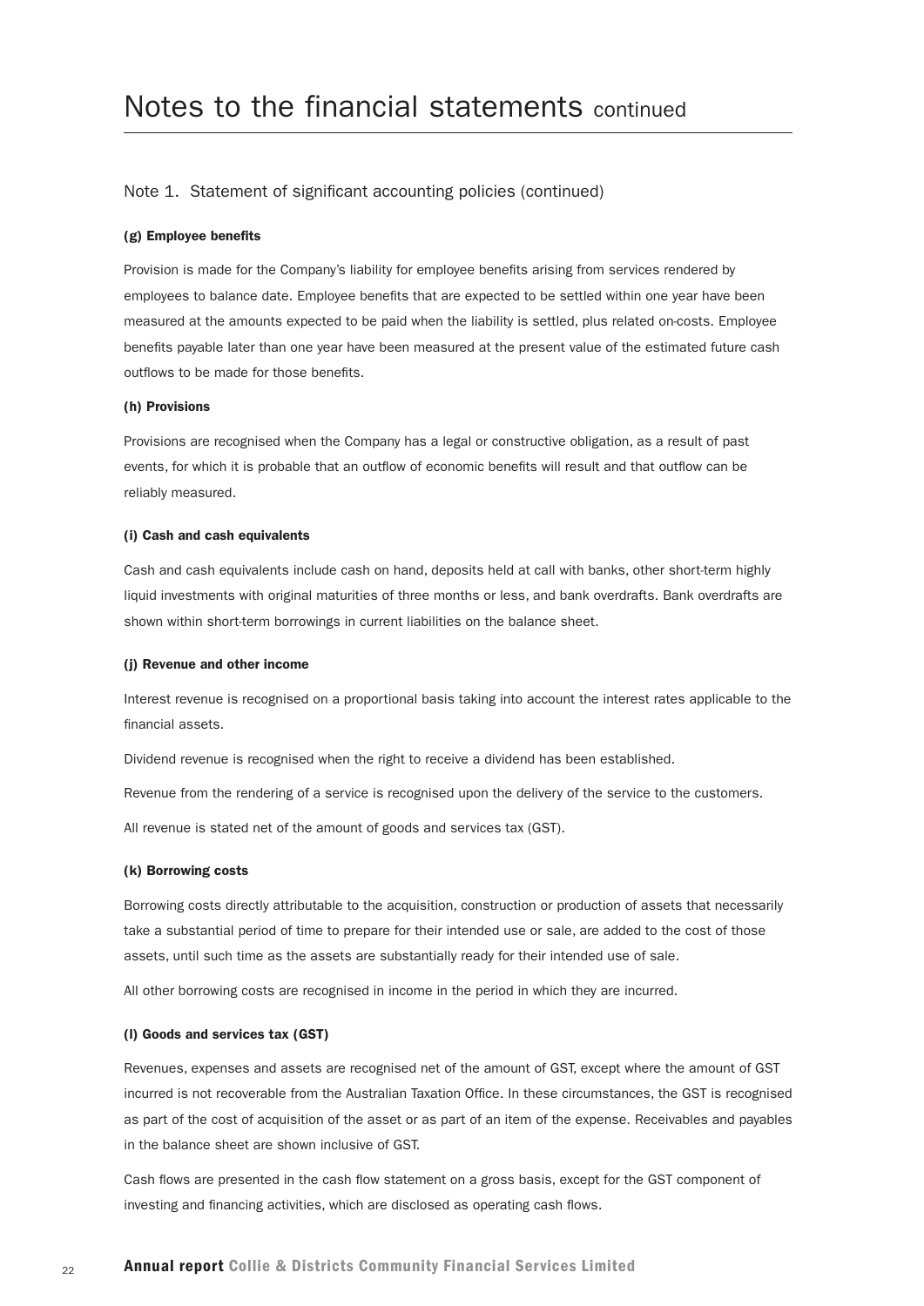# Notes to the financial statements continued

## Note 1. Statement of significant accounting policies (continued)

**(g) Employee benefits**

Provision is made for the Company's liability for employee benefits arising from services rendered by employees to balance date. Employee benefits that are expected to be settled within one year have been measured at the amounts expected to be paid when the liability is settled, plus related on-costs. Employee benefits payable later than one year have been measured at the present value of the estimated future cash outflows to be made for those benefits.

**(h) Provisions**

Provisions are recognised when the Company has a legal or constructive obligation, as a result of past events, for which it is probable that an outflow of economic benefits will result and that outflow can be reliably measured.

**(i) Cash and cash equivalents**

Cash and cash equivalents include cash on hand, deposits held at call with banks, other short-term highly liquid investments with original maturities of three months or less, and bank overdrafts. Bank overdrafts are shown within short-term borrowings in current liabilities on the balance sheet.

**(j) Revenue and other income**

Interest revenue is recognised on a proportional basis taking into account the interest rates applicable to the financial assets.

Dividend revenue is recognised when the right to receive a dividend has been established.

Revenue from the rendering of a service is recognised upon the delivery of the service to the customers.

All revenue is stated net of the amount of goods and services tax (GST).

**(k) Borrowing costs**

Borrowing costs directly attributable to the acquisition, construction or production of assets that necessarily take a substantial period of time to prepare for their intended use or sale, are added to the cost of those assets, until such time as the assets are substantially ready for their intended use of sale.

All other borrowing costs are recognised in income in the period in which they are incurred.

**(l) Goods and services tax (GST)**

Revenues, expenses and assets are recognised net of the amount of GST, except where the amount of GST incurred is not recoverable from the Australian Taxation Office. In these circumstances, the GST is recognised as part of the cost of acquisition of the asset or as part of an item of the expense. Receivables and payables in the balance sheet are shown inclusive of GST.

Cash flows are presented in the cash flow statement on a gross basis, except for the GST component of investing and financing activities, which are disclosed as operating cash flows.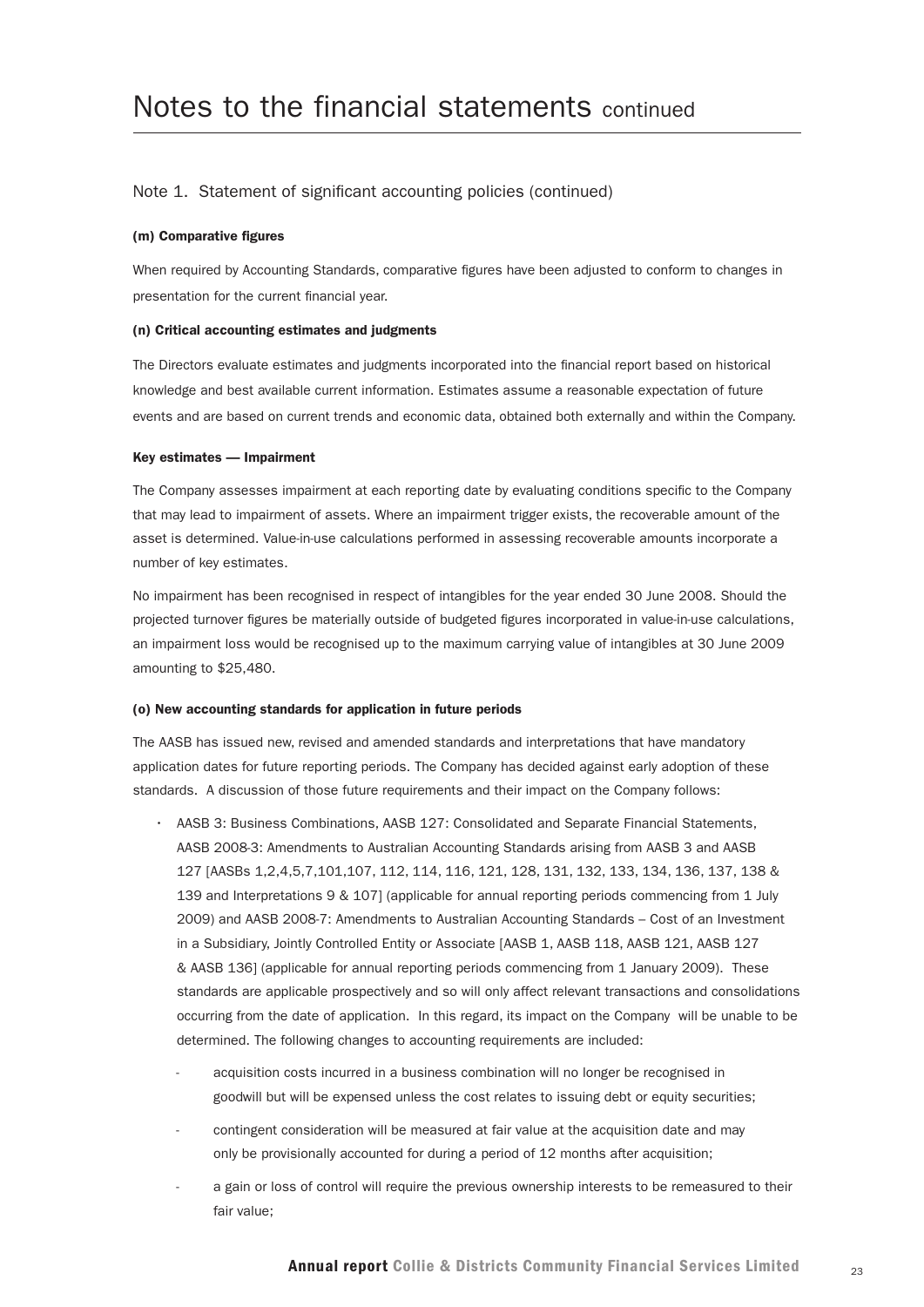# Notes to the financial statements continued

## Note 1. Statement of significant accounting policies (continued)

**(m) Comparative figures**

When required by Accounting Standards, comparative figures have been adjusted to conform to changes in presentation for the current financial year.

**(n) Critical accounting estimates and judgments**

The Directors evaluate estimates and judgments incorporated into the financial report based on historical knowledge and best available current information. Estimates assume a reasonable expectation of future events and are based on current trends and economic data, obtained both externally and within the Company.

**Key estimates — Impairment**

The Company assesses impairment at each reporting date by evaluating conditions specific to the Company that may lead to impairment of assets. Where an impairment trigger exists, the recoverable amount of the asset is determined. Value-in-use calculations performed in assessing recoverable amounts incorporate a number of key estimates.

No impairment has been recognised in respect of intangibles for the year ended 30 June 2008. Should the projected turnover figures be materially outside of budgeted figures incorporated in value-in-use calculations, an impairment loss would be recognised up to the maximum carrying value of intangibles at 30 June 2009 amounting to $25,480.

**(o) New accounting standards for application in future periods**

The AASB has issued new, revised and amended standards and interpretations that have mandatory application dates for future reporting periods. The Company has decided against early adoption of these standards. A discussion of those future requirements and their impact on the Company follows:

- AASB 3: Business Combinations, AASB 127: Consolidated and Separate Financial Statements, AASB 2008-3: Amendments to Australian Accounting Standards arising from AASB 3 and AASB 127 [AASBs 1,2,4,5,7,101,107, 112, 114, 116, 121, 128, 131, 132, 133, 134, 136, 137, 138 & 139 and Interpretations 9 & 107] (applicable for annual reporting periods commencing from 1 July 2009) and AASB 2008-7: Amendments to Australian Accounting Standards – Cost of an Investment in a Subsidiary, Jointly Controlled Entity or Associate [AASB 1, AASB 118, AASB 121, AASB 127 & AASB 136] (applicable for annual reporting periods commencing from 1 January 2009). These standards are applicable prospectively and so will only affect relevant transactions and consolidations occurring from the date of application. In this regard, its impact on the Company will be unable to be determined. The following changes to accounting requirements are included:
    - acquisition costs incurred in a business combination will no longer be recognised in goodwill but will be expensed unless the cost relates to issuing debt or equity securities;
    - contingent consideration will be measured at fair value at the acquisition date and may only be provisionally accounted for during a period of 12 months after acquisition;
    - a gain or loss of control will require the previous ownership interests to be remeasured to their fair value;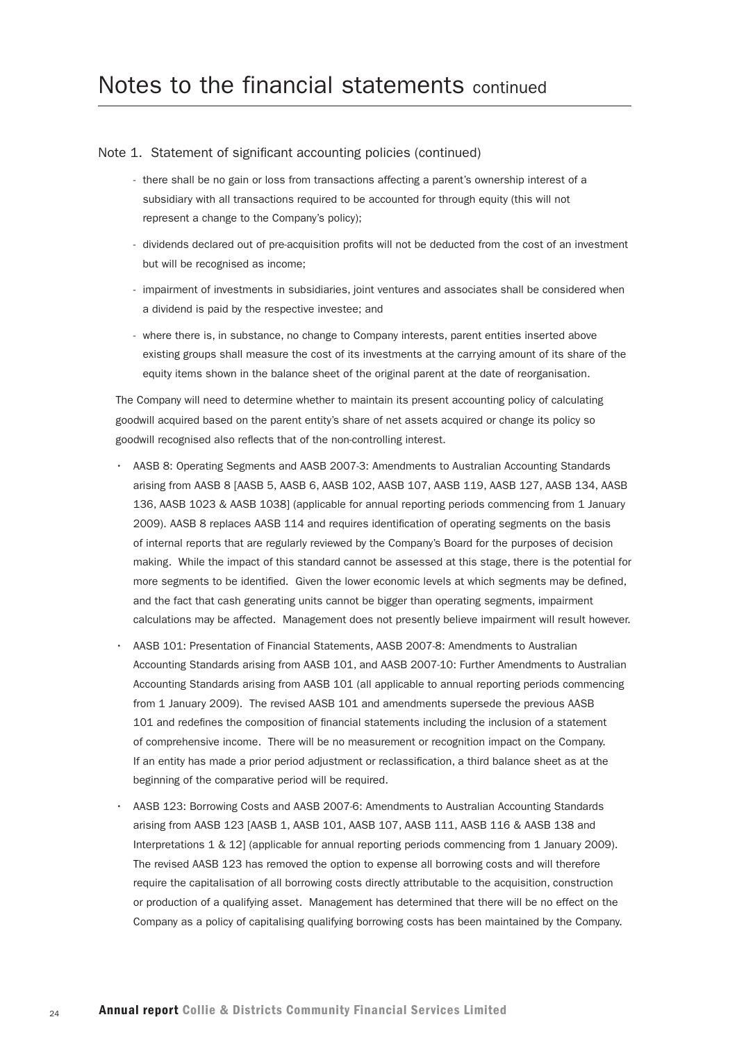# Notes to the financial statements continued

## Note 1. Statement of significant accounting policies (continued)

- there shall be no gain or loss from transactions affecting a parent's ownership interest of a subsidiary with all transactions required to be accounted for through equity (this will not represent a change to the Company's policy);
- dividends declared out of pre-acquisition profits will not be deducted from the cost of an investment but will be recognised as income;
- impairment of investments in subsidiaries, joint ventures and associates shall be considered when a dividend is paid by the respective investee; and
- where there is, in substance, no change to Company interests, parent entities inserted above existing groups shall measure the cost of its investments at the carrying amount of its share of the equity items shown in the balance sheet of the original parent at the date of reorganisation.

The Company will need to determine whether to maintain its present accounting policy of calculating goodwill acquired based on the parent entity's share of net assets acquired or change its policy so goodwill recognised also reflects that of the non-controlling interest.

- AASB 8: Operating Segments and AASB 2007-3: Amendments to Australian Accounting Standards arising from AASB 8 [AASB 5, AASB 6, AASB 102, AASB 107, AASB 119, AASB 127, AASB 134, AASB 136, AASB 1023 & AASB 1038] (applicable for annual reporting periods commencing from 1 January 2009). AASB 8 replaces AASB 114 and requires identification of operating segments on the basis of internal reports that are regularly reviewed by the Company's Board for the purposes of decision making. While the impact of this standard cannot be assessed at this stage, there is the potential for more segments to be identified. Given the lower economic levels at which segments may be defined, and the fact that cash generating units cannot be bigger than operating segments, impairment calculations may be affected. Management does not presently believe impairment will result however.
- AASB 101: Presentation of Financial Statements, AASB 2007-8: Amendments to Australian Accounting Standards arising from AASB 101, and AASB 2007-10: Further Amendments to Australian Accounting Standards arising from AASB 101 (all applicable to annual reporting periods commencing from 1 January 2009). The revised AASB 101 and amendments supersede the previous AASB 101 and redefines the composition of financial statements including the inclusion of a statement of comprehensive income. There will be no measurement or recognition impact on the Company. If an entity has made a prior period adjustment or reclassification, a third balance sheet as at the beginning of the comparative period will be required.
- AASB 123: Borrowing Costs and AASB 2007-6: Amendments to Australian Accounting Standards arising from AASB 123 [AASB 1, AASB 101, AASB 107, AASB 111, AASB 116 & AASB 138 and Interpretations 1 & 12] (applicable for annual reporting periods commencing from 1 January 2009). The revised AASB 123 has removed the option to expense all borrowing costs and will therefore require the capitalisation of all borrowing costs directly attributable to the acquisition, construction or production of a qualifying asset. Management has determined that there will be no effect on the Company as a policy of capitalising qualifying borrowing costs has been maintained by the Company.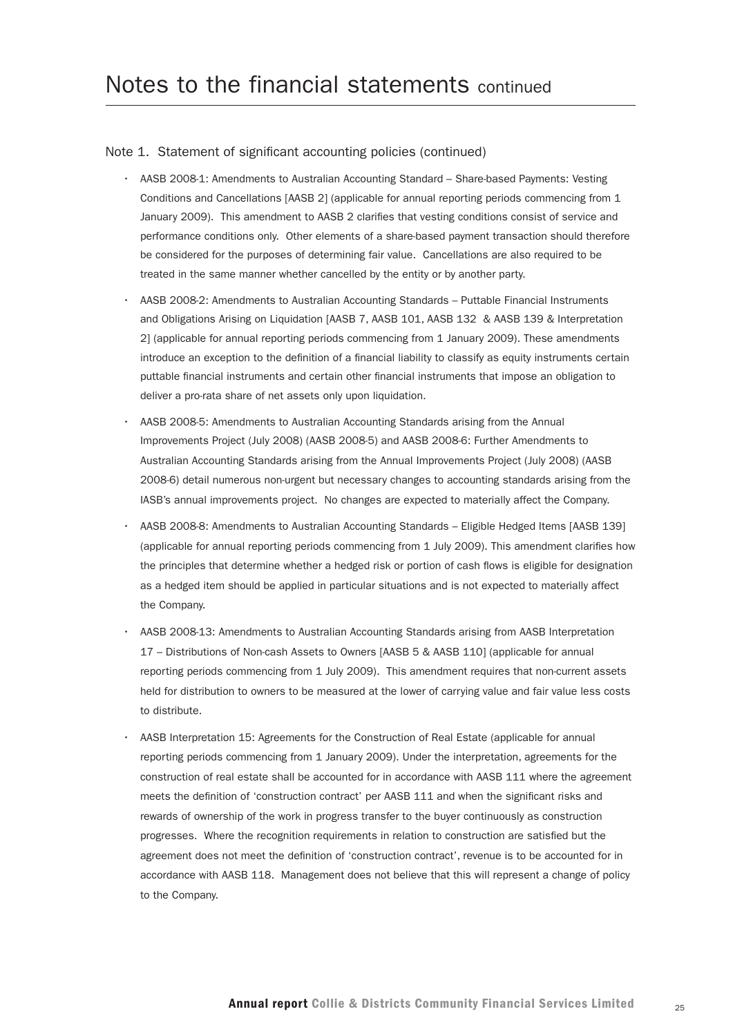# Notes to the financial statements continued

## Note 1. Statement of significant accounting policies (continued)

- AASB 2008-1: Amendments to Australian Accounting Standard – Share-based Payments: Vesting Conditions and Cancellations [AASB 2] (applicable for annual reporting periods commencing from 1 January 2009). This amendment to AASB 2 clarifies that vesting conditions consist of service and performance conditions only. Other elements of a share-based payment transaction should therefore be considered for the purposes of determining fair value. Cancellations are also required to be treated in the same manner whether cancelled by the entity or by another party.
- AASB 2008-2: Amendments to Australian Accounting Standards – Puttable Financial Instruments and Obligations Arising on Liquidation [AASB 7, AASB 101, AASB 132 & AASB 139 & Interpretation 2] (applicable for annual reporting periods commencing from 1 January 2009). These amendments introduce an exception to the definition of a financial liability to classify as equity instruments certain puttable financial instruments and certain other financial instruments that impose an obligation to deliver a pro-rata share of net assets only upon liquidation.
- AASB 2008-5: Amendments to Australian Accounting Standards arising from the Annual Improvements Project (July 2008) (AASB 2008-5) and AASB 2008-6: Further Amendments to Australian Accounting Standards arising from the Annual Improvements Project (July 2008) (AASB 2008-6) detail numerous non-urgent but necessary changes to accounting standards arising from the IASB's annual improvements project. No changes are expected to materially affect the Company.
- AASB 2008-8: Amendments to Australian Accounting Standards – Eligible Hedged Items [AASB 139] (applicable for annual reporting periods commencing from 1 July 2009). This amendment clarifies how the principles that determine whether a hedged risk or portion of cash flows is eligible for designation as a hedged item should be applied in particular situations and is not expected to materially affect the Company.
- AASB 2008-13: Amendments to Australian Accounting Standards arising from AASB Interpretation 17 – Distributions of Non-cash Assets to Owners [AASB 5 & AASB 110] (applicable for annual reporting periods commencing from 1 July 2009). This amendment requires that non-current assets held for distribution to owners to be measured at the lower of carrying value and fair value less costs to distribute.
- AASB Interpretation 15: Agreements for the Construction of Real Estate (applicable for annual reporting periods commencing from 1 January 2009). Under the interpretation, agreements for the construction of real estate shall be accounted for in accordance with AASB 111 where the agreement meets the definition of 'construction contract' per AASB 111 and when the significant risks and rewards of ownership of the work in progress transfer to the buyer continuously as construction progresses. Where the recognition requirements in relation to construction are satisfied but the agreement does not meet the definition of 'construction contract', revenue is to be accounted for in accordance with AASB 118. Management does not believe that this will represent a change of policy to the Company.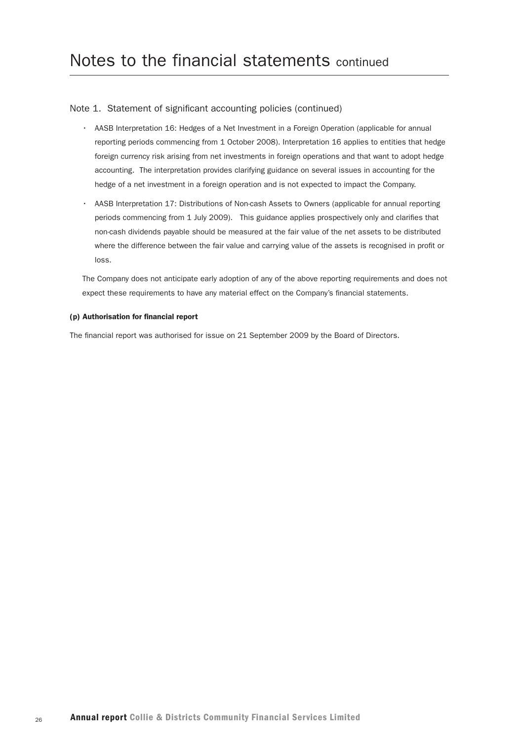# Notes to the financial statements continued

## Note 1. Statement of significant accounting policies (continued)

- AASB Interpretation 16: Hedges of a Net Investment in a Foreign Operation (applicable for annual reporting periods commencing from 1 October 2008). Interpretation 16 applies to entities that hedge foreign currency risk arising from net investments in foreign operations and that want to adopt hedge accounting. The interpretation provides clarifying guidance on several issues in accounting for the hedge of a net investment in a foreign operation and is not expected to impact the Company.
- AASB Interpretation 17: Distributions of Non-cash Assets to Owners (applicable for annual reporting periods commencing from 1 July 2009). This guidance applies prospectively only and clarifies that non-cash dividends payable should be measured at the fair value of the net assets to be distributed where the difference between the fair value and carrying value of the assets is recognised in profit or loss.

The Company does not anticipate early adoption of any of the above reporting requirements and does not expect these requirements to have any material effect on the Company's financial statements.

**(p) Authorisation for financial report**

The financial report was authorised for issue on 21 September 2009 by the Board of Directors.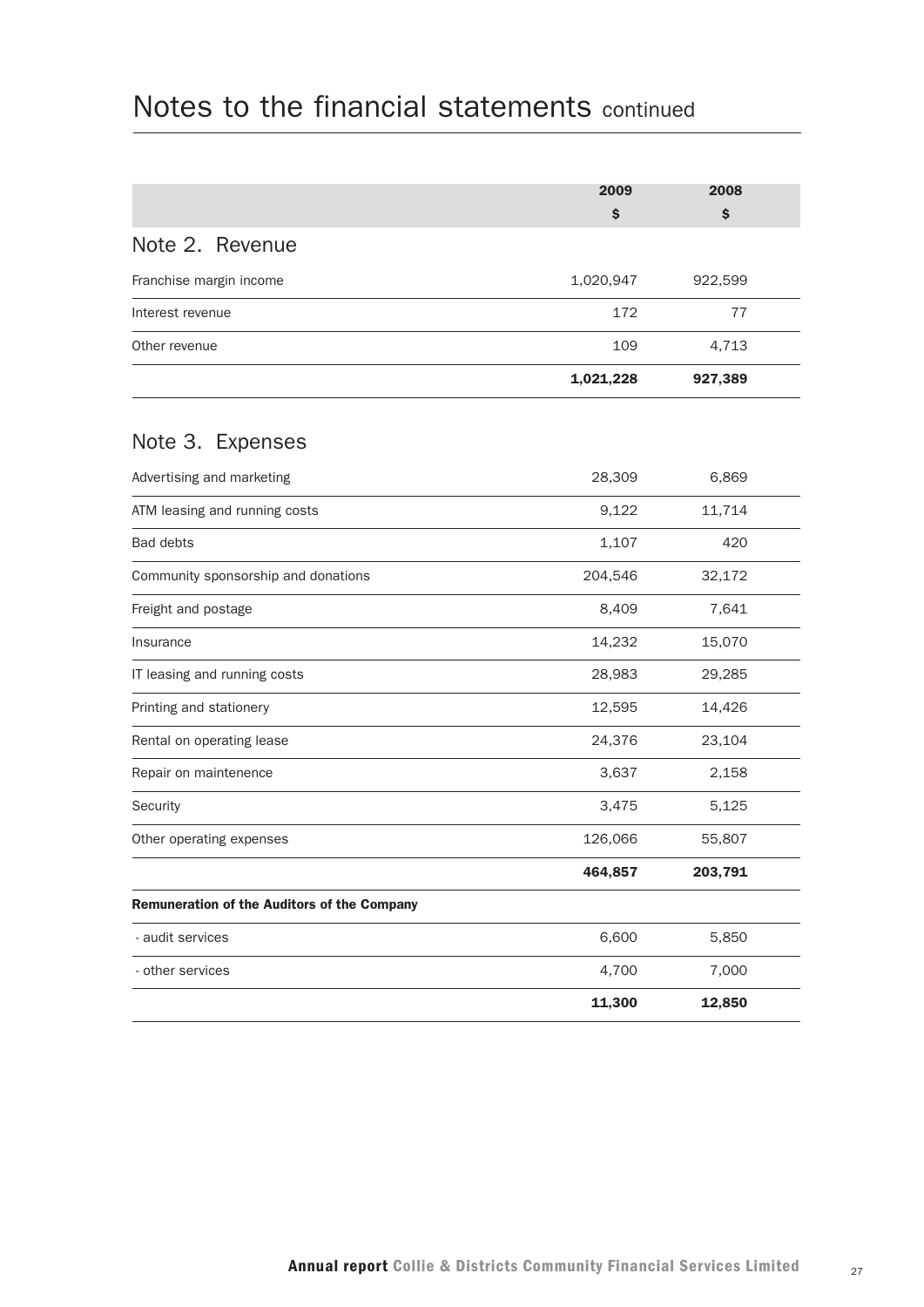# Notes to the financial statements continued

| | 2009<br>$ | 2008<br>$ |
|---|---|---|
| **Note 2. Revenue** | | |
| Franchise margin income | 1,020,947 | 922,599 |
| Interest revenue | 172 | 77 |
| Other revenue | 109 | 4,713 |
| | **1,021,228** | **927,389** |
| **Note 3. Expenses** | | |
| Advertising and marketing | 28,309 | 6,869 |
| ATM leasing and running costs | 9,122 | 11,714 |
| Bad debts | 1,107 | 420 |
| Community sponsorship and donations | 204,546 | 32,172 |
| Freight and postage | 8,409 | 7,641 |
| Insurance | 14,232 | 15,070 |
| IT leasing and running costs | 28,983 | 29,285 |
| Printing and stationery | 12,595 | 14,426 |
| Rental on operating lease | 24,376 | 23,104 |
| Repair on maintenence | 3,637 | 2,158 |
| Security | 3,475 | 5,125 |
| Other operating expenses | 126,066 | 55,807 |
| | **464,857** | **203,791** |
| **Remuneration of the Auditors of the Company** | | |
| - audit services | 6,600 | 5,850 |
| - other services | 4,700 | 7,000 |
| | **11,300** | **12,850** |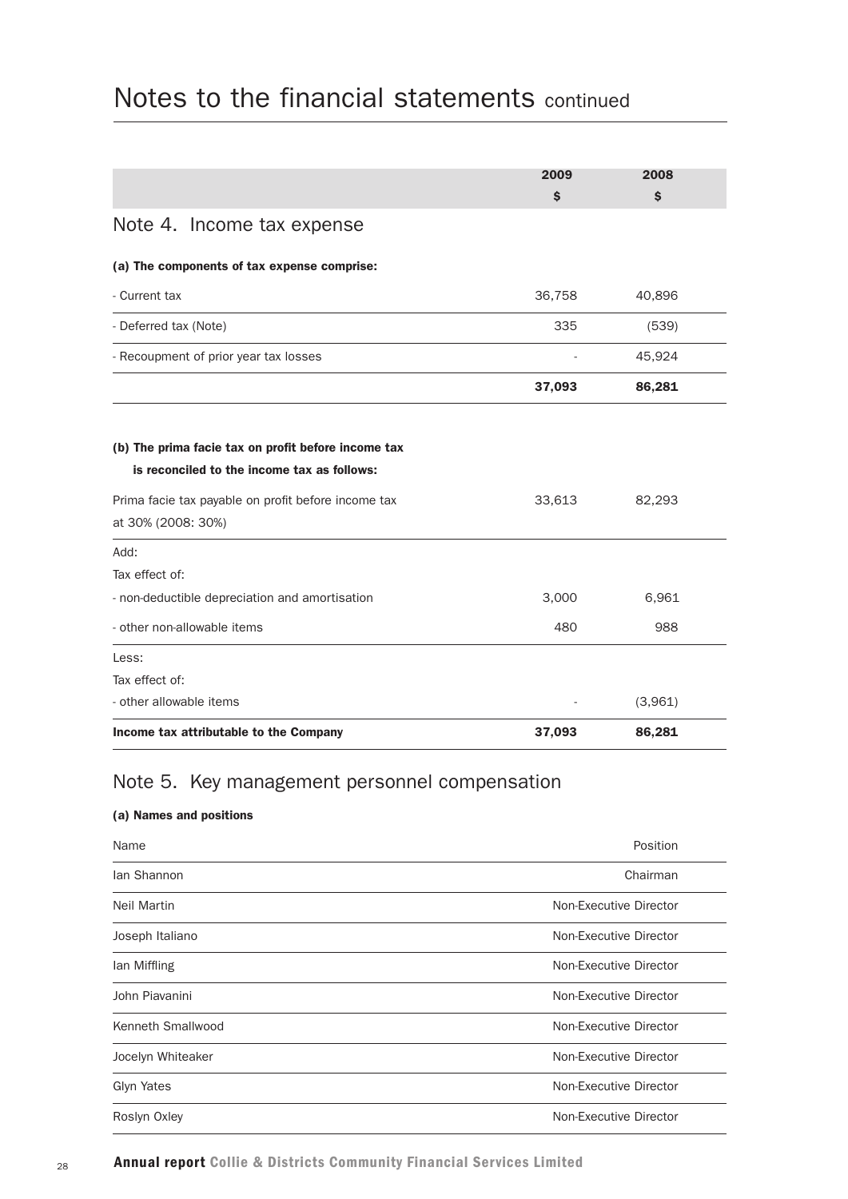# Notes to the financial statements continued

| | 2009 $ | 2008 $ |
|---|---|---|

## Note 4. Income tax expense

**(a) The components of tax expense comprise:**

| | 2009 $ | 2008 $ |
|---|---|---|
| - Current tax | 36,758 | 40,896 |
| - Deferred tax (Note) | 335 | (539) |
| - Recoupment of prior year tax losses | - | 45,924 |
| | **37,093** | **86,281** |

**(b) The prima facie tax on profit before income tax is reconciled to the income tax as follows:**

| | 2009 $ | 2008 $ |
|---|---|---|
| Prima facie tax payable on profit before income tax at 30% (2008: 30%) | 33,613 | 82,293 |
| Add: | | |
| Tax effect of: | | |
| - non-deductible depreciation and amortisation | 3,000 | 6,961 |
| - other non-allowable items | 480 | 988 |
| Less: | | |
| Tax effect of: | | |
| - other allowable items | - | (3,961) |
| **Income tax attributable to the Company** | **37,093** | **86,281** |

## Note 5. Key management personnel compensation

**(a) Names and positions**

| Name | Position |
|---|---|
| Ian Shannon | Chairman |
| Neil Martin | Non-Executive Director |
| Joseph Italiano | Non-Executive Director |
| Ian Miffling | Non-Executive Director |
| John Piavanini | Non-Executive Director |
| Kenneth Smallwood | Non-Executive Director |
| Jocelyn Whiteaker | Non-Executive Director |
| Glyn Yates | Non-Executive Director |
| Roslyn Oxley | Non-Executive Director |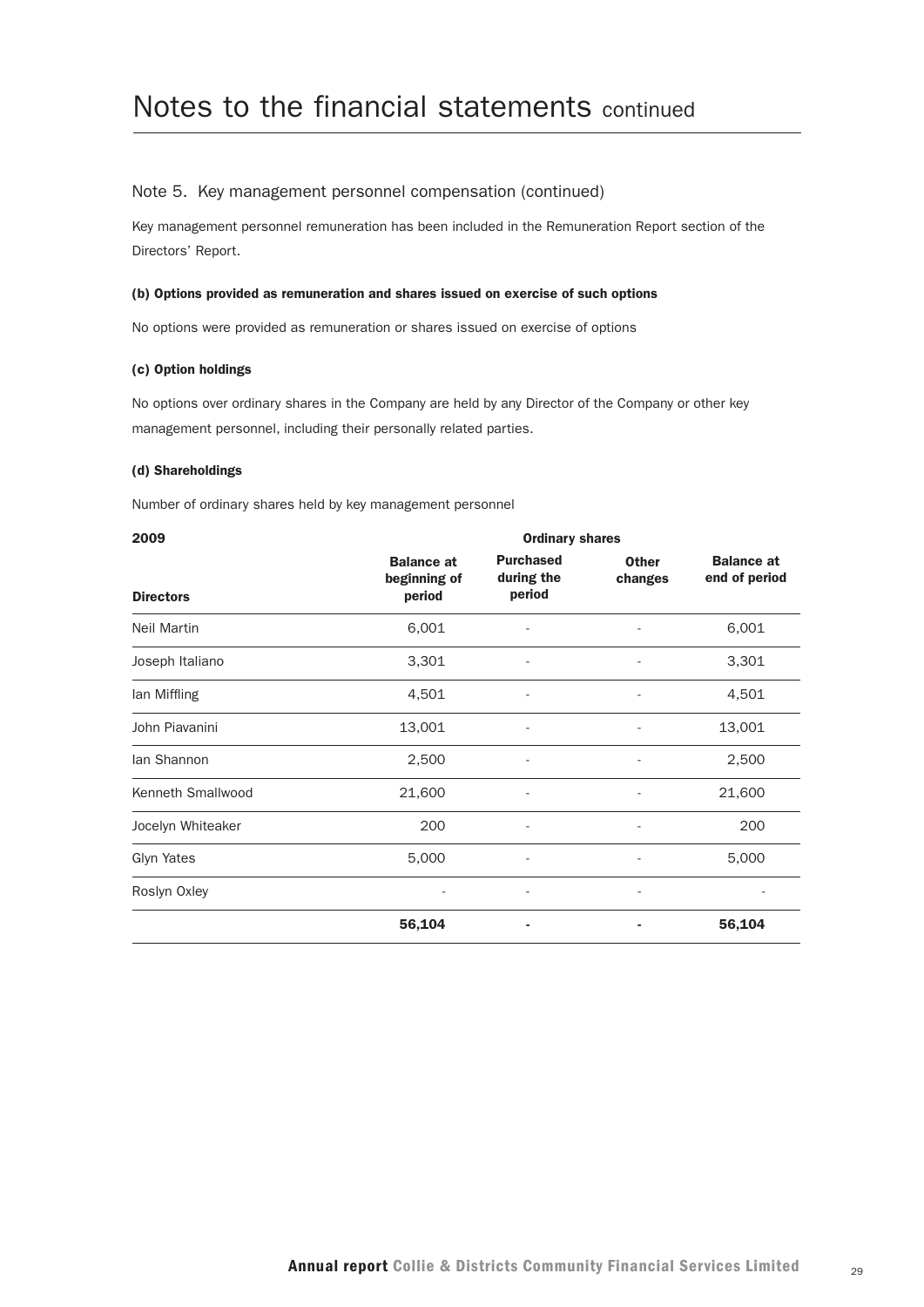# Notes to the financial statements continued

## Note 5. Key management personnel compensation (continued)

Key management personnel remuneration has been included in the Remuneration Report section of the Directors' Report.

#### (b) Options provided as remuneration and shares issued on exercise of such options

No options were provided as remuneration or shares issued on exercise of options

#### (c) Option holdings

No options over ordinary shares in the Company are held by any Director of the Company or other key management personnel, including their personally related parties.

#### (d) Shareholdings

Number of ordinary shares held by key management personnel

| 2009 | Ordinary shares | | | |
|---|---|---|---|---|
| **Directors** | **Balance at beginning of period** | **Purchased during the period** | **Other changes** | **Balance at end of period** |
| Neil Martin | 6,001 | - | - | 6,001 |
| Joseph Italiano | 3,301 | - | - | 3,301 |
| Ian Miffling | 4,501 | - | - | 4,501 |
| John Piavanini | 13,001 | - | - | 13,001 |
| Ian Shannon | 2,500 | - | - | 2,500 |
| Kenneth Smallwood | 21,600 | - | - | 21,600 |
| Jocelyn Whiteaker | 200 | - | - | 200 |
| Glyn Yates | 5,000 | - | - | 5,000 |
| Roslyn Oxley | - | - | - | - |
| | **56,104** | **-** | **-** | **56,104** |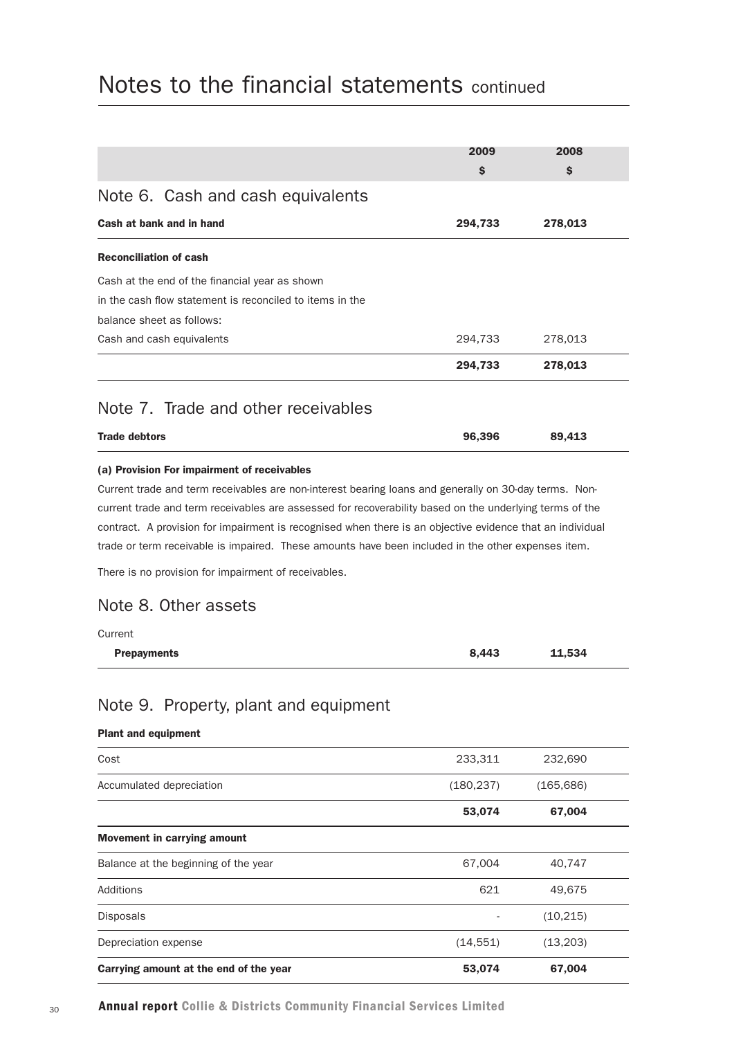# Notes to the financial statements continued

| | 2009 $ | 2008 $ |
|---|---|---|

## Note 6. Cash and cash equivalents

| | 2009 $ | 2008 $ |
|---|---|---|
| **Cash at bank and in hand** | **294,733** | **278,013** |
| **Reconciliation of cash** | | |
| Cash at the end of the financial year as shown in the cash flow statement is reconciled to items in the balance sheet as follows: | | |
| Cash and cash equivalents | 294,733 | 278,013 |
| | **294,733** | **278,013** |

## Note 7. Trade and other receivables

| | 2009 $ | 2008 $ |
|---|---|---|
| **Trade debtors** | **96,396** | **89,413** |

**(a) Provision For impairment of receivables**

Current trade and term receivables are non-interest bearing loans and generally on 30-day terms. Non-current trade and term receivables are assessed for recoverability based on the underlying terms of the contract. A provision for impairment is recognised when there is an objective evidence that an individual trade or term receivable is impaired. These amounts have been included in the other expenses item.

There is no provision for impairment of receivables.

## Note 8. Other assets

| | 2009 $ | 2008 $ |
|---|---|---|
| Current | | |
| **Prepayments** | **8,443** | **11,534** |

## Note 9. Property, plant and equipment

| | 2009 $ | 2008 $ |
|---|---|---|
| **Plant and equipment** | | |
| Cost | 233,311 | 232,690 |
| Accumulated depreciation | (180,237) | (165,686) |
| | **53,074** | **67,004** |
| **Movement in carrying amount** | | |
| Balance at the beginning of the year | 67,004 | 40,747 |
| Additions | 621 | 49,675 |
| Disposals | - | (10,215) |
| Depreciation expense | (14,551) | (13,203) |
| **Carrying amount at the end of the year** | **53,074** | **67,004** |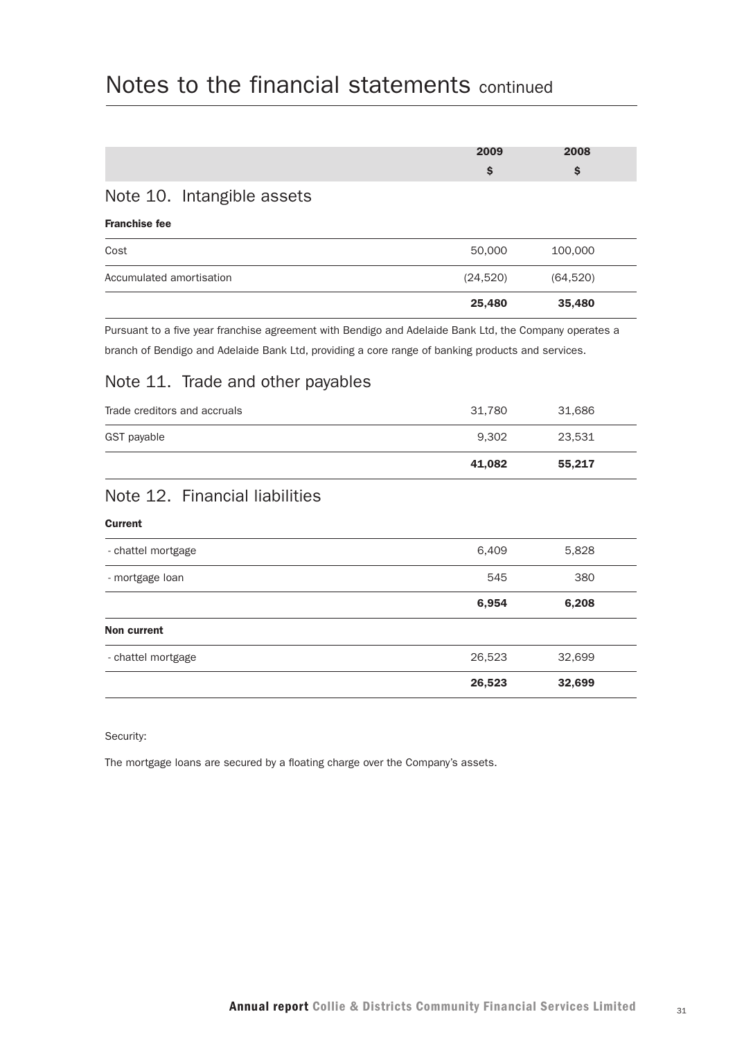# Notes to the financial statements continued

| | 2009 $ | 2008 $ |
|---|---|---|

## Note 10. Intangible assets

**Franchise fee**

| | 2009 $ | 2008 $ |
|---|---|---|
| Cost | 50,000 | 100,000 |
| Accumulated amortisation | (24,520) | (64,520) |
| | **25,480** | **35,480** |

Pursuant to a five year franchise agreement with Bendigo and Adelaide Bank Ltd, the Company operates a branch of Bendigo and Adelaide Bank Ltd, providing a core range of banking products and services.

## Note 11. Trade and other payables

| | 2009 $ | 2008 $ |
|---|---|---|
| Trade creditors and accruals | 31,780 | 31,686 |
| GST payable | 9,302 | 23,531 |
| | **41,082** | **55,217** |

## Note 12. Financial liabilities

| | 2009 $ | 2008 $ |
|---|---|---|
| **Current** | | |
| - chattel mortgage | 6,409 | 5,828 |
| - mortgage loan | 545 | 380 |
| | **6,954** | **6,208** |
| **Non current** | | |
| - chattel mortgage | 26,523 | 32,699 |
| | **26,523** | **32,699** |

Security:

The mortgage loans are secured by a floating charge over the Company's assets.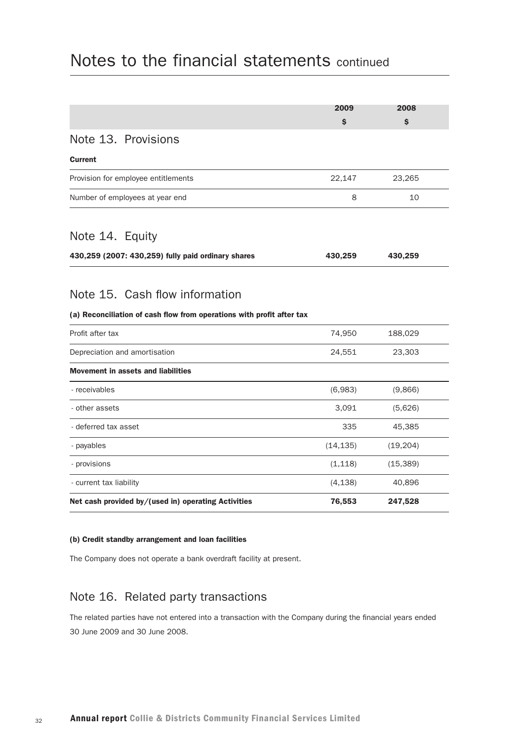# Notes to the financial statements continued

| | 2009<br>$ | 2008<br>$ |
|---|---|---|

## Note 13. Provisions

**Current**

| | 2009 $ | 2008 $ |
|---|---|---|
| Provision for employee entitlements | 22,147 | 23,265 |
| Number of employees at year end | 8 | 10 |

## Note 14. Equity

| | 2009 $ | 2008 $ |
|---|---|---|
| **430,259 (2007: 430,259) fully paid ordinary shares** | **430,259** | **430,259** |

## Note 15. Cash flow information

**(a) Reconciliation of cash flow from operations with profit after tax**

| | 2009 $ | 2008 $ |
|---|---|---|
| Profit after tax | 74,950 | 188,029 |
| Depreciation and amortisation | 24,551 | 23,303 |
| **Movement in assets and liabilities** | | |
| - receivables | (6,983) | (9,866) |
| - other assets | 3,091 | (5,626) |
| - deferred tax asset | 335 | 45,385 |
| - payables | (14,135) | (19,204) |
| - provisions | (1,118) | (15,389) |
| - current tax liability | (4,138) | 40,896 |
| **Net cash provided by/(used in) operating Activities** | **76,553** | **247,528** |

**(b) Credit standby arrangement and loan facilities**

The Company does not operate a bank overdraft facility at present.

## Note 16. Related party transactions

The related parties have not entered into a transaction with the Company during the financial years ended 30 June 2009 and 30 June 2008.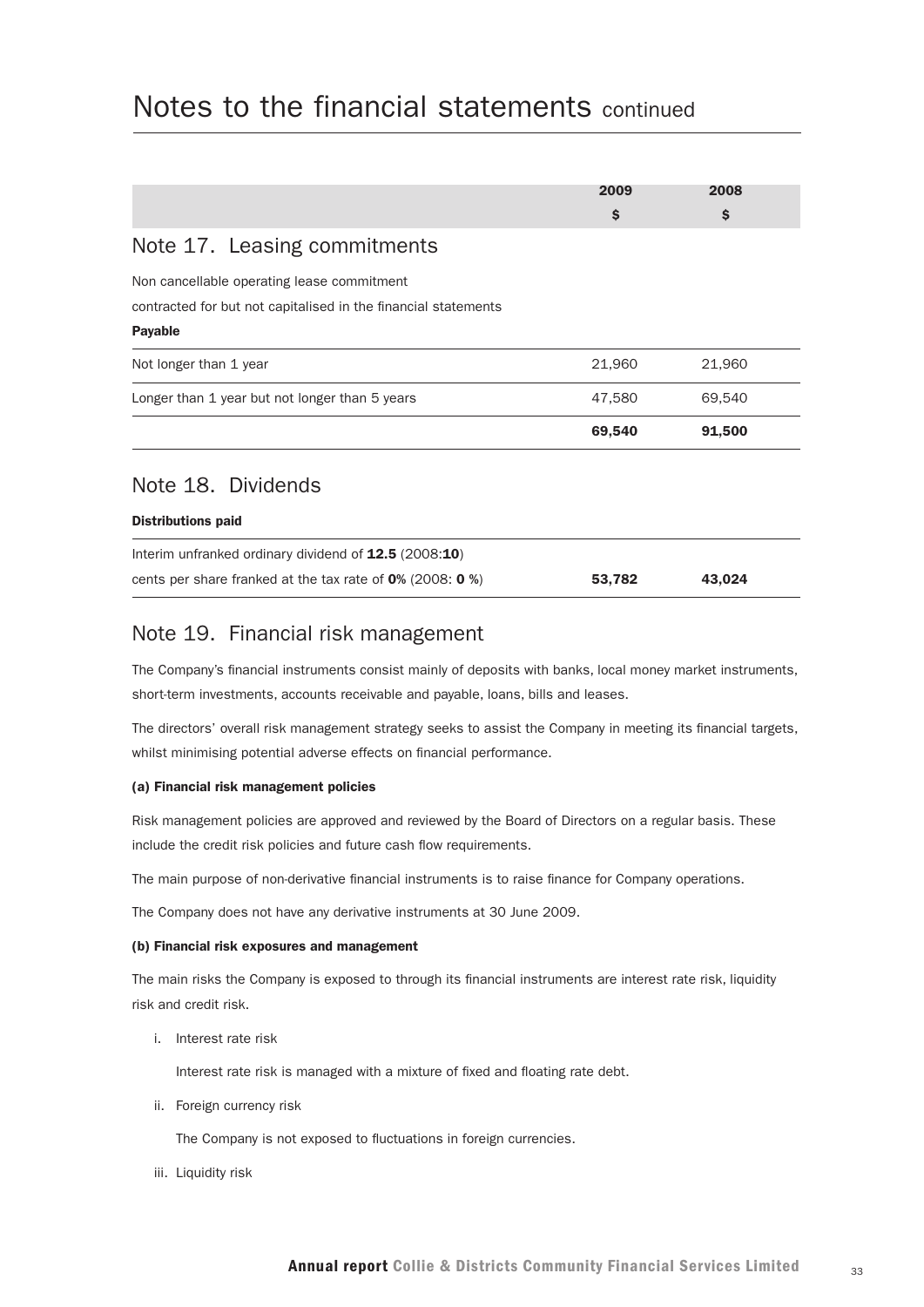# Notes to the financial statements continued

| | 2009 $ | 2008 $ |
|---|---|---|

## Note 17. Leasing commitments

Non cancellable operating lease commitment

contracted for but not capitalised in the financial statements

**Payable**

| | 2009 $ | 2008 $ |
|---|---|---|
| Not longer than 1 year | 21,960 | 21,960 |
| Longer than 1 year but not longer than 5 years | 47,580 | 69,540 |
| | **69,540** | **91,500** |

## Note 18. Dividends

**Distributions paid**

| | 2009 $ | 2008 $ |
|---|---|---|
| Interim unfranked ordinary dividend of **12.5** (2008:**10**) cents per share franked at the tax rate of **0%** (2008: **0 %**) | **53,782** | **43,024** |

## Note 19. Financial risk management

The Company's financial instruments consist mainly of deposits with banks, local money market instruments, short-term investments, accounts receivable and payable, loans, bills and leases.

The directors' overall risk management strategy seeks to assist the Company in meeting its financial targets, whilst minimising potential adverse effects on financial performance.

**(a) Financial risk management policies**

Risk management policies are approved and reviewed by the Board of Directors on a regular basis. These include the credit risk policies and future cash flow requirements.

The main purpose of non-derivative financial instruments is to raise finance for Company operations.

The Company does not have any derivative instruments at 30 June 2009.

**(b) Financial risk exposures and management**

The main risks the Company is exposed to through its financial instruments are interest rate risk, liquidity risk and credit risk.

i. Interest rate risk

   Interest rate risk is managed with a mixture of fixed and floating rate debt.

ii. Foreign currency risk

   The Company is not exposed to fluctuations in foreign currencies.

iii. Liquidity risk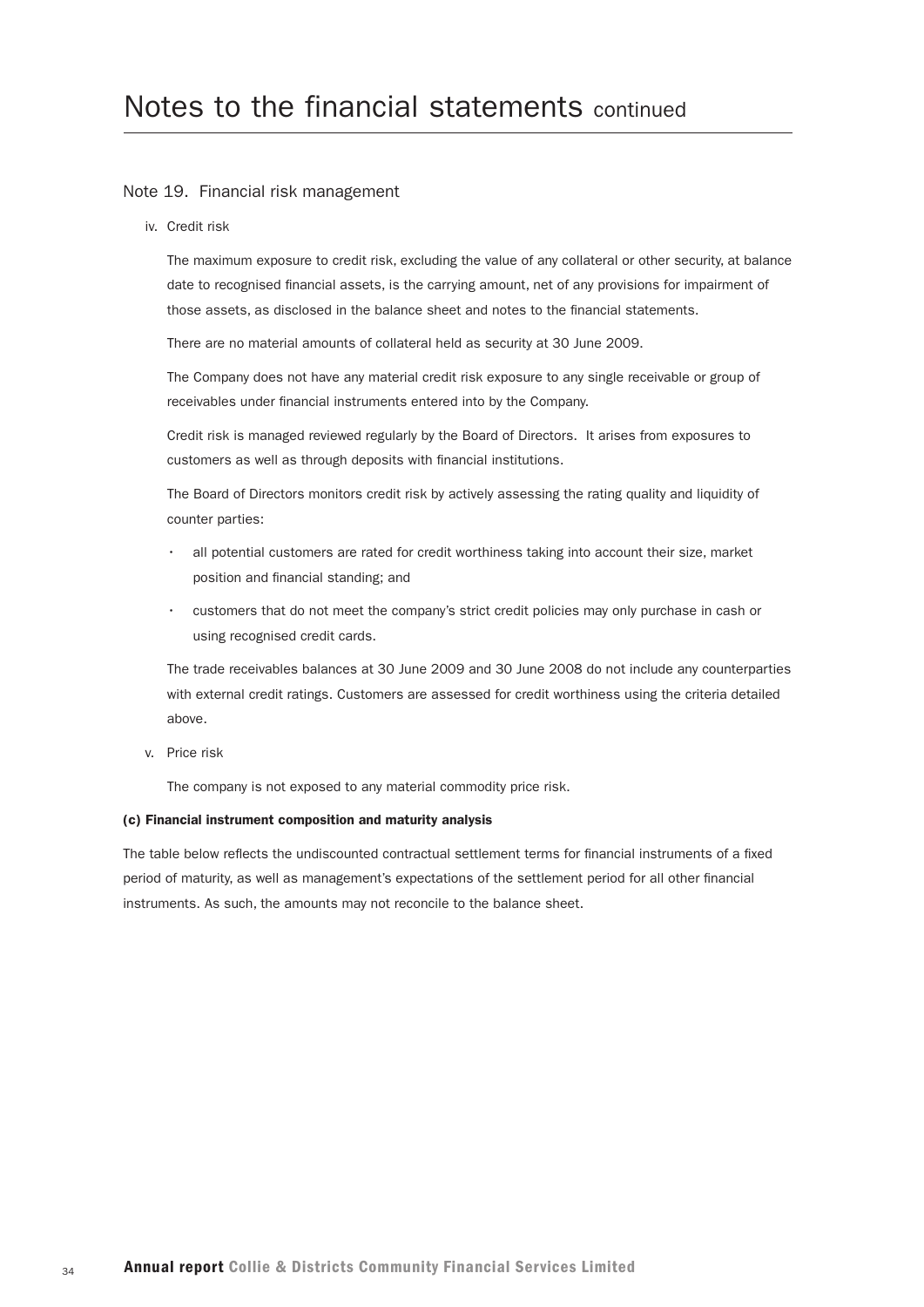# Notes to the financial statements continued

## Note 19. Financial risk management

iv. Credit risk

The maximum exposure to credit risk, excluding the value of any collateral or other security, at balance date to recognised financial assets, is the carrying amount, net of any provisions for impairment of those assets, as disclosed in the balance sheet and notes to the financial statements.

There are no material amounts of collateral held as security at 30 June 2009.

The Company does not have any material credit risk exposure to any single receivable or group of receivables under financial instruments entered into by the Company.

Credit risk is managed reviewed regularly by the Board of Directors. It arises from exposures to customers as well as through deposits with financial institutions.

The Board of Directors monitors credit risk by actively assessing the rating quality and liquidity of counter parties:

- all potential customers are rated for credit worthiness taking into account their size, market position and financial standing; and
- customers that do not meet the company's strict credit policies may only purchase in cash or using recognised credit cards.

The trade receivables balances at 30 June 2009 and 30 June 2008 do not include any counterparties with external credit ratings. Customers are assessed for credit worthiness using the criteria detailed above.

v. Price risk

The company is not exposed to any material commodity price risk.

**(c) Financial instrument composition and maturity analysis**

The table below reflects the undiscounted contractual settlement terms for financial instruments of a fixed period of maturity, as well as management's expectations of the settlement period for all other financial instruments. As such, the amounts may not reconcile to the balance sheet.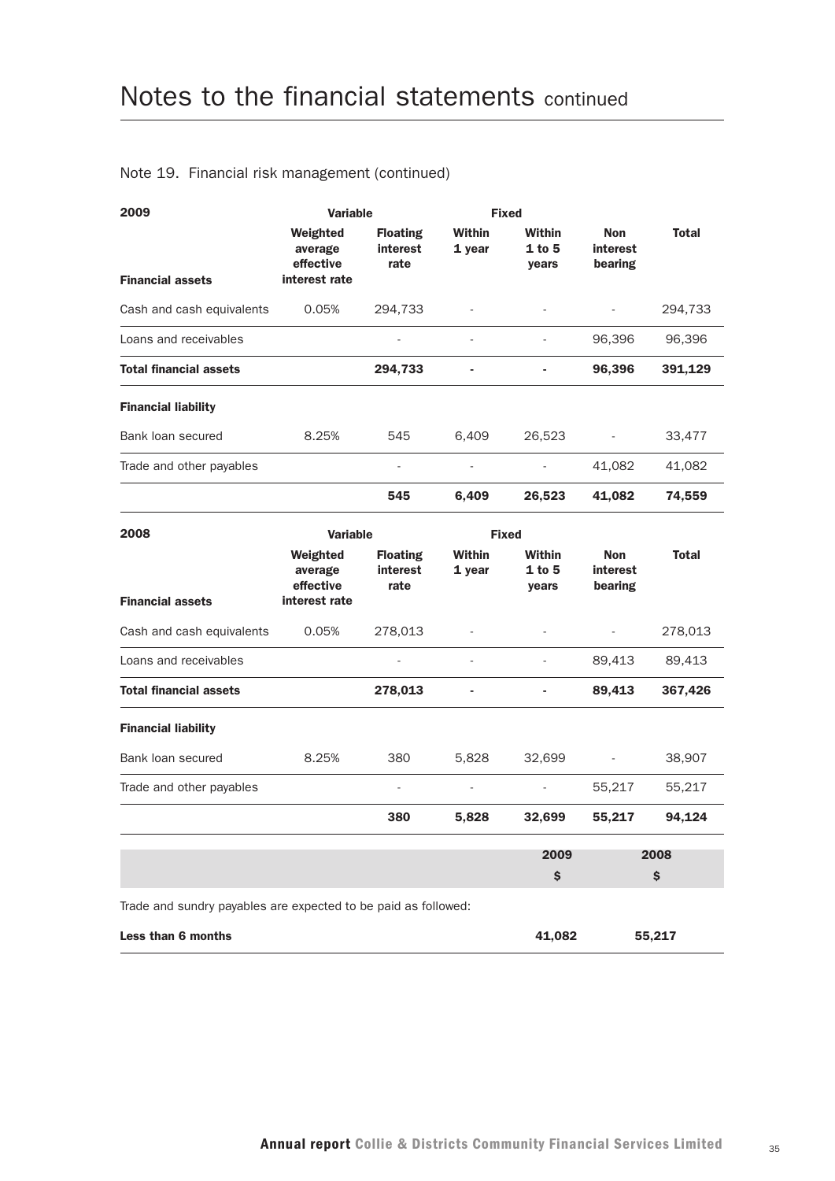# Notes to the financial statements continued

Note 19. Financial risk management (continued)

| 2009 | Variable | | Fixed | | | |
|---|---|---|---|---|---|---|
| **Financial assets** | Weighted average effective interest rate | Floating interest rate | Within 1 year | Within 1 to 5 years | Non interest bearing | Total |
| Cash and cash equivalents | 0.05% | 294,733 | - | - | - | 294,733 |
| Loans and receivables | | - | - | - | 96,396 | 96,396 |
| **Total financial assets** | | **294,733** | **-** | **-** | **96,396** | **391,129** |
| **Financial liability** | | | | | | |
| Bank loan secured | 8.25% | 545 | 6,409 | 26,523 | - | 33,477 |
| Trade and other payables | | - | - | - | 41,082 | 41,082 |
| | | **545** | **6,409** | **26,523** | **41,082** | **74,559** |

| 2008 | Variable | | Fixed | | | |
|---|---|---|---|---|---|---|
| **Financial assets** | Weighted average effective interest rate | Floating interest rate | Within 1 year | Within 1 to 5 years | Non interest bearing | Total |
| Cash and cash equivalents | 0.05% | 278,013 | - | - | - | 278,013 |
| Loans and receivables | | - | - | - | 89,413 | 89,413 |
| **Total financial assets** | | **278,013** | **-** | **-** | **89,413** | **367,426** |
| **Financial liability** | | | | | | |
| Bank loan secured | 8.25% | 380 | 5,828 | 32,699 | - | 38,907 |
| Trade and other payables | | - | - | - | 55,217 | 55,217 |
| | | **380** | **5,828** | **32,699** | **55,217** | **94,124** |

| | 2009 $ | 2008 $ |
|---|---|---|
| Trade and sundry payables are expected to be paid as followed: | | |
| **Less than 6 months** | **41,082** | **55,217** |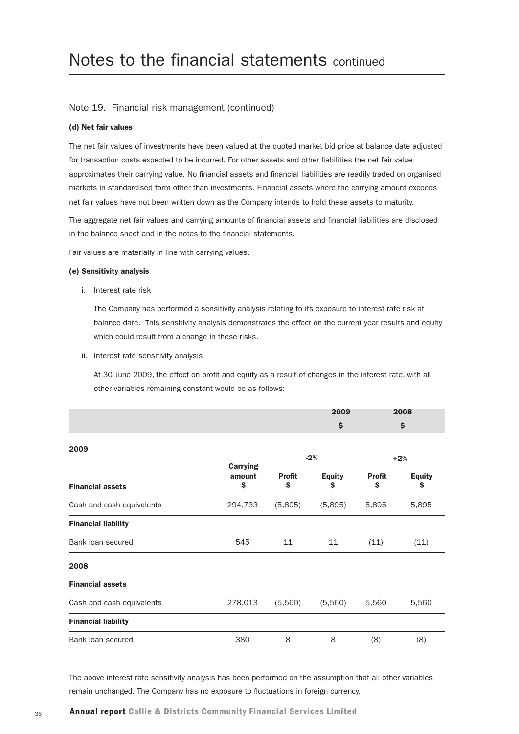# Notes to the financial statements continued

## Note 19. Financial risk management (continued)

**(d) Net fair values**

The net fair values of investments have been valued at the quoted market bid price at balance date adjusted for transaction costs expected to be incurred. For other assets and other liabilities the net fair value approximates their carrying value. No financial assets and financial liabilities are readily traded on organised markets in standardised form other than investments. Financial assets where the carrying amount exceeds net fair values have not been written down as the Company intends to hold these assets to maturity.

The aggregate net fair values and carrying amounts of financial assets and financial liabilities are disclosed in the balance sheet and in the notes to the financial statements.

Fair values are materially in line with carrying values.

**(e) Sensitivity analysis**

i. Interest rate risk

The Company has performed a sensitivity analysis relating to its exposure to interest rate risk at balance date. This sensitivity analysis demonstrates the effect on the current year results and equity which could result from a change in these risks.

ii. Interest rate sensitivity analysis

At 30 June 2009, the effect on profit and equity as a result of changes in the interest rate, with all other variables remaining constant would be as follows:

| | | | 2009 $ | | 2008 $ |
|---|---|---|---|---|---|
| **2009** | | -2% | | +2% | |
| **Financial assets** | **Carrying amount $** | **Profit $** | **Equity $** | **Profit $** | **Equity $** |
| Cash and cash equivalents | 294,733 | (5,895) | (5,895) | 5,895 | 5,895 |
| **Financial liability** | | | | | |
| Bank loan secured | 545 | 11 | 11 | (11) | (11) |
| **2008** | | | | | |
| **Financial assets** | | | | | |
| Cash and cash equivalents | 278,013 | (5,560) | (5,560) | 5,560 | 5,560 |
| **Financial liability** | | | | | |
| Bank loan secured | 380 | 8 | 8 | (8) | (8) |

The above interest rate sensitivity analysis has been performed on the assumption that all other variables remain unchanged. The Company has no exposure to fluctuations in foreign currency.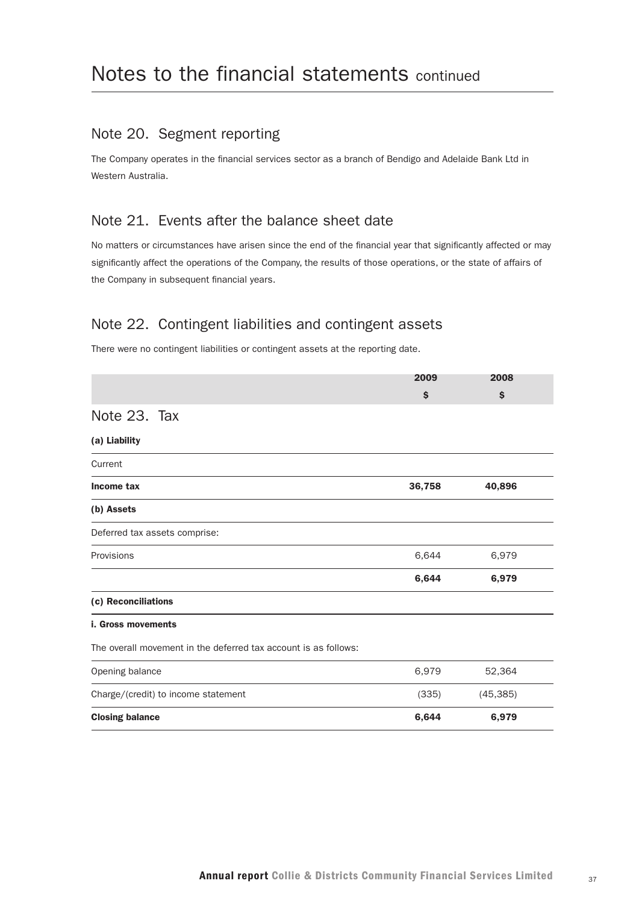# Notes to the financial statements continued

## Note 20. Segment reporting

The Company operates in the financial services sector as a branch of Bendigo and Adelaide Bank Ltd in Western Australia.

## Note 21. Events after the balance sheet date

No matters or circumstances have arisen since the end of the financial year that significantly affected or may significantly affect the operations of the Company, the results of those operations, or the state of affairs of the Company in subsequent financial years.

## Note 22. Contingent liabilities and contingent assets

There were no contingent liabilities or contingent assets at the reporting date.

| | 2009 $ | 2008 $ |
|---|---|---|
| **Note 23. Tax** | | |
| **(a) Liability** | | |
| Current | | |
| **Income tax** | **36,758** | **40,896** |
| **(b) Assets** | | |
| Deferred tax assets comprise: | | |
| Provisions | 6,644 | 6,979 |
| | **6,644** | **6,979** |
| **(c) Reconciliations** | | |
| **i. Gross movements** | | |
| The overall movement in the deferred tax account is as follows: | | |
| Opening balance | 6,979 | 52,364 |
| Charge/(credit) to income statement | (335) | (45,385) |
| **Closing balance** | **6,644** | **6,979** |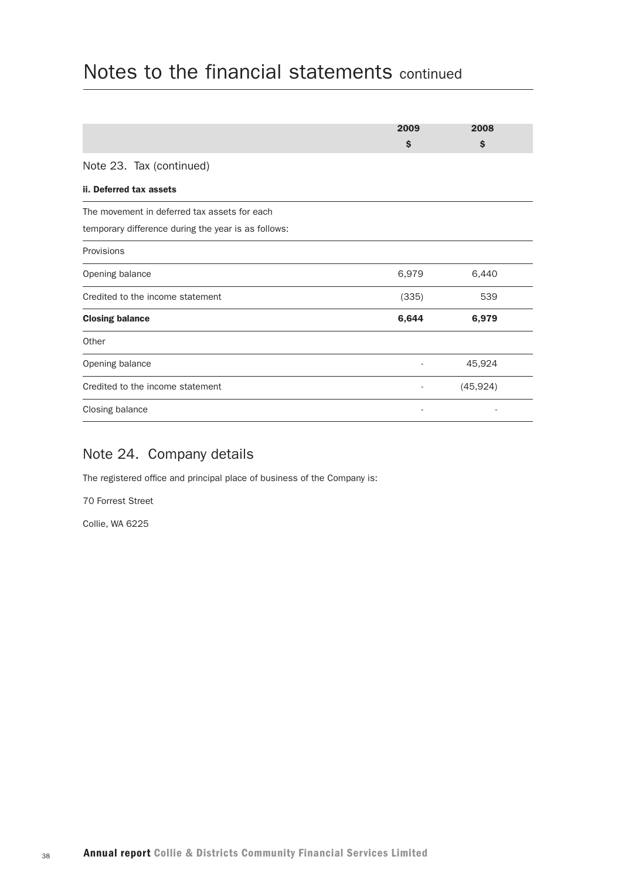# Notes to the financial statements continued

| | 2009 $ | 2008 $ |
|---|---|---|

## Note 23. Tax (continued)

**ii. Deferred tax assets**

| | 2009 $ | 2008 $ |
|---|---|---|
| The movement in deferred tax assets for each temporary difference during the year is as follows: | | |
| Provisions | | |
| Opening balance | 6,979 | 6,440 |
| Credited to the income statement | (335) | 539 |
| **Closing balance** | **6,644** | **6,979** |
| Other | | |
| Opening balance | - | 45,924 |
| Credited to the income statement | - | (45,924) |
| Closing balance | - | - |

## Note 24. Company details

The registered office and principal place of business of the Company is:

70 Forrest Street

Collie, WA 6225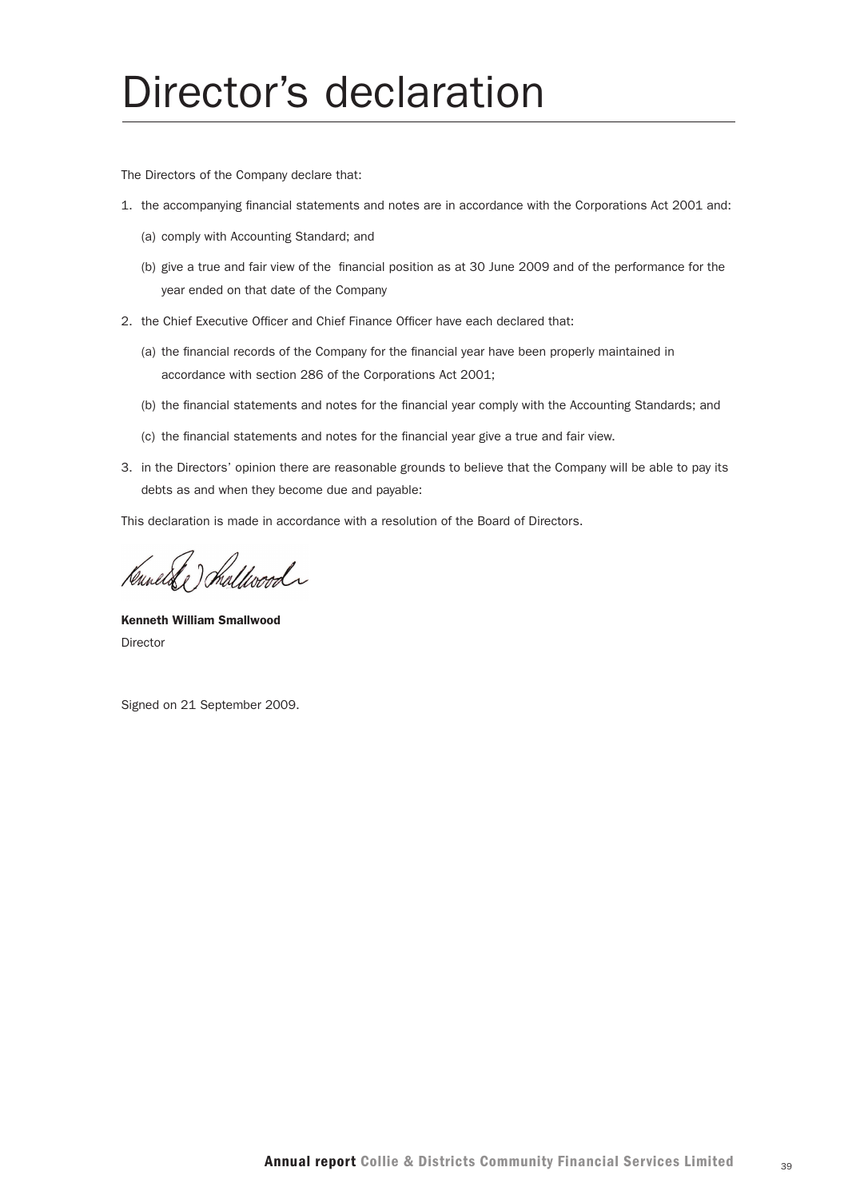# Director's declaration

The Directors of the Company declare that:

1. the accompanying financial statements and notes are in accordance with the Corporations Act 2001 and:
   (a) comply with Accounting Standard; and
   (b) give a true and fair view of the financial position as at 30 June 2009 and of the performance for the year ended on that date of the Company
2. the Chief Executive Officer and Chief Finance Officer have each declared that:
   (a) the financial records of the Company for the financial year have been properly maintained in accordance with section 286 of the Corporations Act 2001;
   (b) the financial statements and notes for the financial year comply with the Accounting Standards; and
   (c) the financial statements and notes for the financial year give a true and fair view.
3. in the Directors' opinion there are reasonable grounds to believe that the Company will be able to pay its debts as and when they become due and payable:

This declaration is made in accordance with a resolution of the Board of Directors.

**Kenneth William Smallwood**
Director

Signed on 21 September 2009.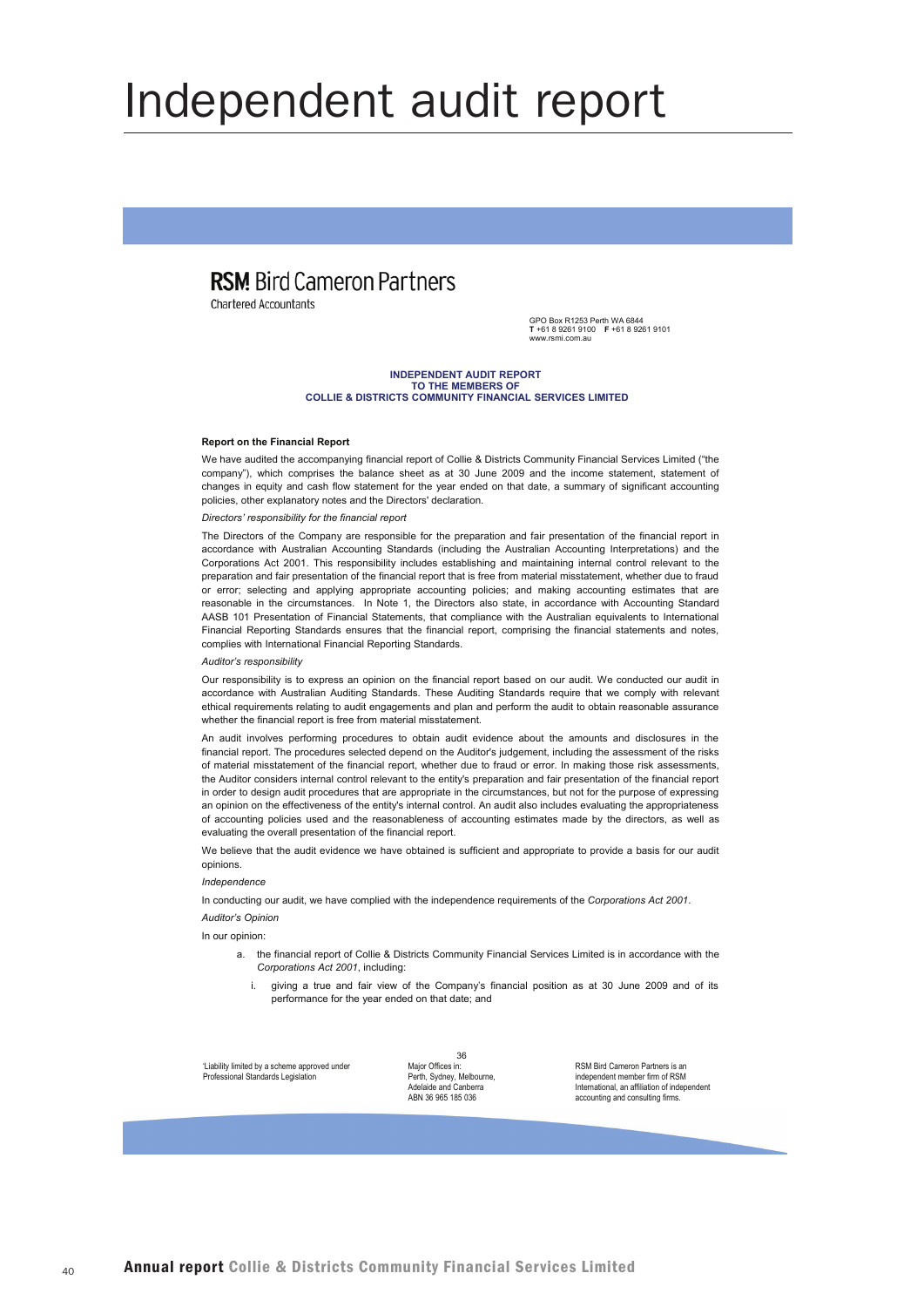# Independent audit report

**RSM Bird Cameron Partners**
Chartered Accountants

GPO Box R1253 Perth WA 6844
**T** +61 8 9261 9100 **F** +61 8 9261 9101
www.rsmi.com.au

**INDEPENDENT AUDIT REPORT**
**TO THE MEMBERS OF**
**COLLIE & DISTRICTS COMMUNITY FINANCIAL SERVICES LIMITED**

**Report on the Financial Report**

We have audited the accompanying financial report of Collie & Districts Community Financial Services Limited ("the company"), which comprises the balance sheet as at 30 June 2009 and the income statement, statement of changes in equity and cash flow statement for the year ended on that date, a summary of significant accounting policies, other explanatory notes and the Directors' declaration.

*Directors' responsibility for the financial report*

The Directors of the Company are responsible for the preparation and fair presentation of the financial report in accordance with Australian Accounting Standards (including the Australian Accounting Interpretations) and the Corporations Act 2001. This responsibility includes establishing and maintaining internal control relevant to the preparation and fair presentation of the financial report that is free from material misstatement, whether due to fraud or error; selecting and applying appropriate accounting policies; and making accounting estimates that are reasonable in the circumstances. In Note 1, the Directors also state, in accordance with Accounting Standard AASB 101 Presentation of Financial Statements, that compliance with the Australian equivalents to International Financial Reporting Standards ensures that the financial report, comprising the financial statements and notes, complies with International Financial Reporting Standards.

*Auditor's responsibility*

Our responsibility is to express an opinion on the financial report based on our audit. We conducted our audit in accordance with Australian Auditing Standards. These Auditing Standards require that we comply with relevant ethical requirements relating to audit engagements and plan and perform the audit to obtain reasonable assurance whether the financial report is free from material misstatement.

An audit involves performing procedures to obtain audit evidence about the amounts and disclosures in the financial report. The procedures selected depend on the Auditor's judgement, including the assessment of the risks of material misstatement of the financial report, whether due to fraud or error. In making those risk assessments, the Auditor considers internal control relevant to the entity's preparation and fair presentation of the financial report in order to design audit procedures that are appropriate in the circumstances, but not for the purpose of expressing an opinion on the effectiveness of the entity's internal control. An audit also includes evaluating the appropriateness of accounting policies used and the reasonableness of accounting estimates made by the directors, as well as evaluating the overall presentation of the financial report.

We believe that the audit evidence we have obtained is sufficient and appropriate to provide a basis for our audit opinions.

*Independence*

In conducting our audit, we have complied with the independence requirements of the *Corporations Act 2001*.

*Auditor's Opinion*

In our opinion:

a. the financial report of Collie & Districts Community Financial Services Limited is in accordance with the *Corporations Act 2001*, including:

   i. giving a true and fair view of the Company's financial position as at 30 June 2009 and of its performance for the year ended on that date; and

'Liability limited by a scheme approved under Professional Standards Legislation

Major Offices in:
Perth, Sydney, Melbourne,
Adelaide and Canberra
ABN 36 965 185 036

RSM Bird Cameron Partners is an independent member firm of RSM International, an affiliation of independent accounting and consulting firms.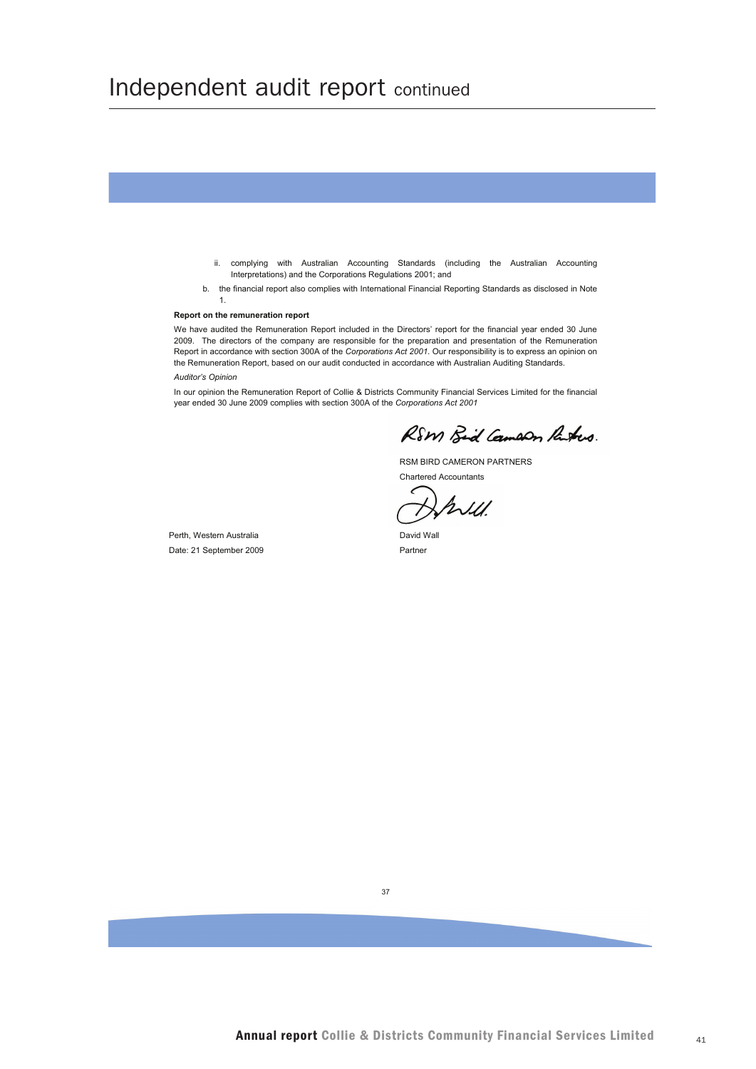# Independent audit report continued

   ii. complying with Australian Accounting Standards (including the Australian Accounting Interpretations) and the Corporations Regulations 2001; and

b. the financial report also complies with International Financial Reporting Standards as disclosed in Note 1.

**Report on the remuneration report**

We have audited the Remuneration Report included in the Directors' report for the financial year ended 30 June 2009. The directors of the company are responsible for the preparation and presentation of the Remuneration Report in accordance with section 300A of the *Corporations Act 2001.* Our responsibility is to express an opinion on the Remuneration Report, based on our audit conducted in accordance with Australian Auditing Standards.

*Auditor's Opinion*

In our opinion the Remuneration Report of Collie & Districts Community Financial Services Limited for the financial year ended 30 June 2009 complies with section 300A of the *Corporations Act 2001*

RSM BIRD CAMERON PARTNERS

Chartered Accountants

David Wall

Partner

Perth, Western Australia

Date: 21 September 2009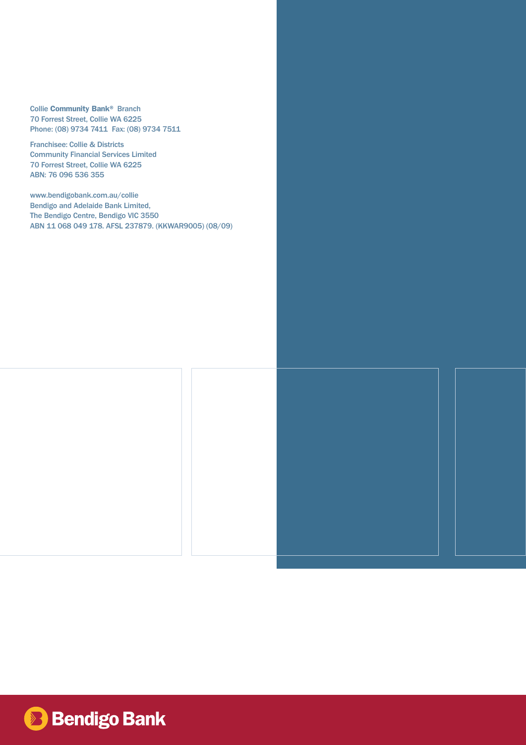Collie **Community Bank**® Branch
70 Forrest Street, Collie WA 6225
Phone: (08) 9734 7411 Fax: (08) 9734 7511

Franchisee: Collie & Districts
Community Financial Services Limited
70 Forrest Street, Collie WA 6225
ABN: 76 096 536 355

www.bendigobank.com.au/collie
Bendigo and Adelaide Bank Limited,
The Bendigo Centre, Bendigo VIC 3550
ABN 11 068 049 178. AFSL 237879. (KKWAR9005) (08/09)

Bendigo Bank